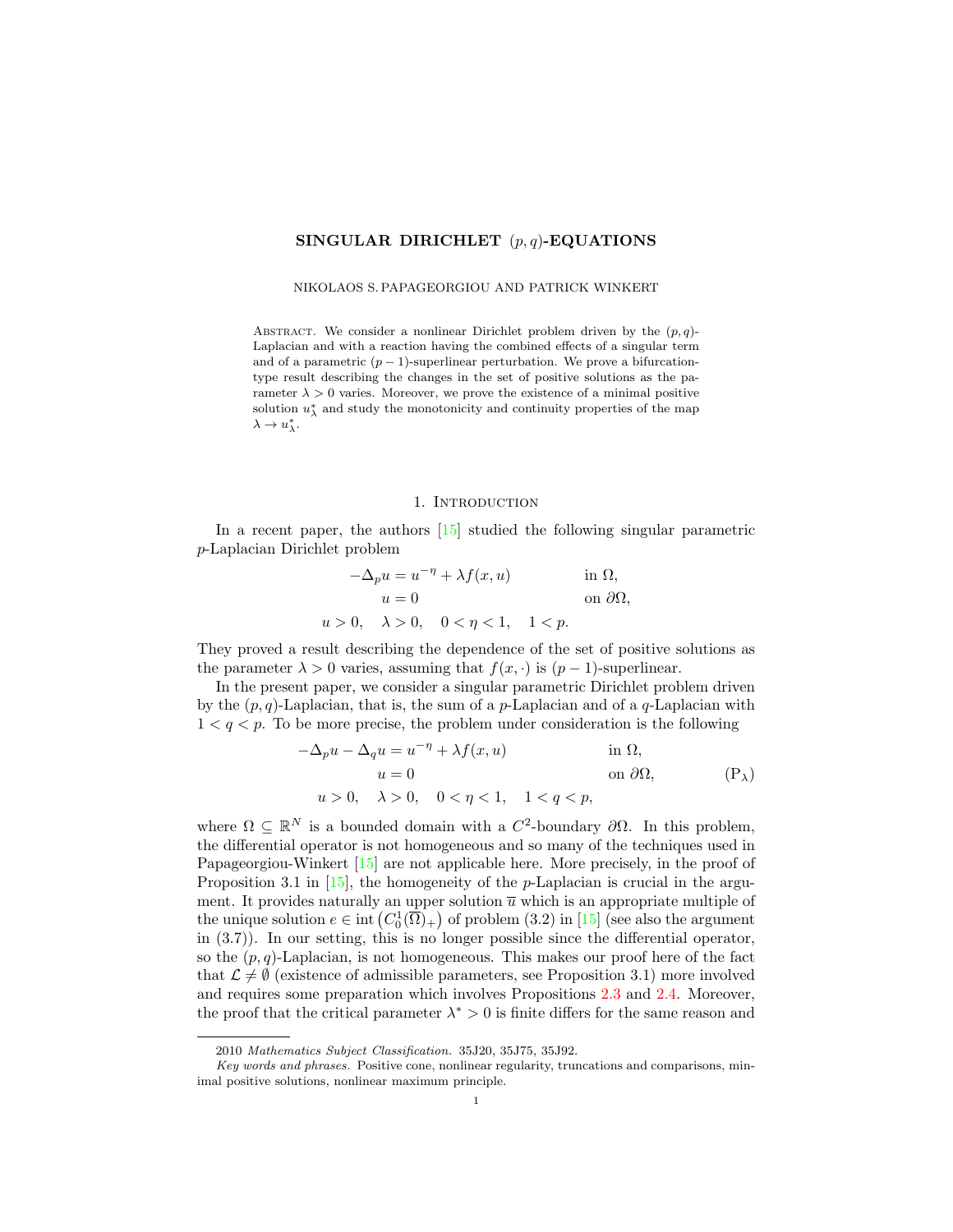# SINGULAR DIRICHLET $(p,q)$-EQUATIONS

NIKOLAOS S. PAPAGEORGIOU AND PATRICK WINKERT

Abstract. We consider a nonlinear Dirichlet problem driven by the $(p,q)$-Laplacian and with a reaction having the combined effects of a singular term and of a parametric $(p-1)$-superlinear perturbation. We prove a bifurcation-type result describing the changes in the set of positive solutions as the parameter $\lambda > 0$ varies. Moreover, we prove the existence of a minimal positive solution $u_\lambda^*$ and study the monotonicity and continuity properties of the map $\lambda \to u_\lambda^*$.

## 1. Introduction

In a recent paper, the authors [15] studied the following singular parametric $p$-Laplacian Dirichlet problem

$$
\begin{aligned}
-\Delta_p u &= u^{-\eta} + \lambda f(x,u) && \text{in } \Omega,\\
u &= 0 && \text{on } \partial\Omega,\\
u > 0, \quad &\lambda > 0, \quad 0 < \eta < 1, \quad 1 < p.
\end{aligned}
$$

They proved a result describing the dependence of the set of positive solutions as the parameter $\lambda > 0$ varies, assuming that $f(x,\cdot)$ is $(p-1)$-superlinear.

In the present paper, we consider a singular parametric Dirichlet problem driven by the $(p,q)$-Laplacian, that is, the sum of a $p$-Laplacian and of a $q$-Laplacian with $1 < q < p$. To be more precise, the problem under consideration is the following

$$
\begin{aligned}
-\Delta_p u - \Delta_q u &= u^{-\eta} + \lambda f(x,u) && \text{in } \Omega,\\
u &= 0 && \text{on } \partial\Omega,\\
u > 0, \quad &\lambda > 0, \quad 0 < \eta < 1, \quad 1 < q < p,
\end{aligned}
\tag{P$_\lambda$}
$$

where $\Omega \subseteq \mathbb{R}^N$ is a bounded domain with a $C^2$-boundary $\partial\Omega$. In this problem, the differential operator is not homogeneous and so many of the techniques used in Papageorgiou-Winkert [15] are not applicable here. More precisely, in the proof of Proposition 3.1 in [15], the homogeneity of the $p$-Laplacian is crucial in the argument. It provides naturally an upper solution $\overline{u}$ which is an appropriate multiple of the unique solution $e \in \operatorname{int}\left(C_0^1(\overline{\Omega})_+\right)$ of problem (3.2) in [15] (see also the argument in (3.7)). In our setting, this is no longer possible since the differential operator, so the $(p,q)$-Laplacian, is not homogeneous. This makes our proof here of the fact that $\mathcal{L} \neq \emptyset$ (existence of admissible parameters, see Proposition 3.1) more involved and requires some preparation which involves Propositions 2.3 and 2.4. Moreover, the proof that the critical parameter $\lambda^* > 0$ is finite differs for the same reason and

2010 *Mathematics Subject Classification.* 35J20, 35J75, 35J92.

*Key words and phrases.* Positive cone, nonlinear regularity, truncations and comparisons, minimal positive solutions, nonlinear maximum principle.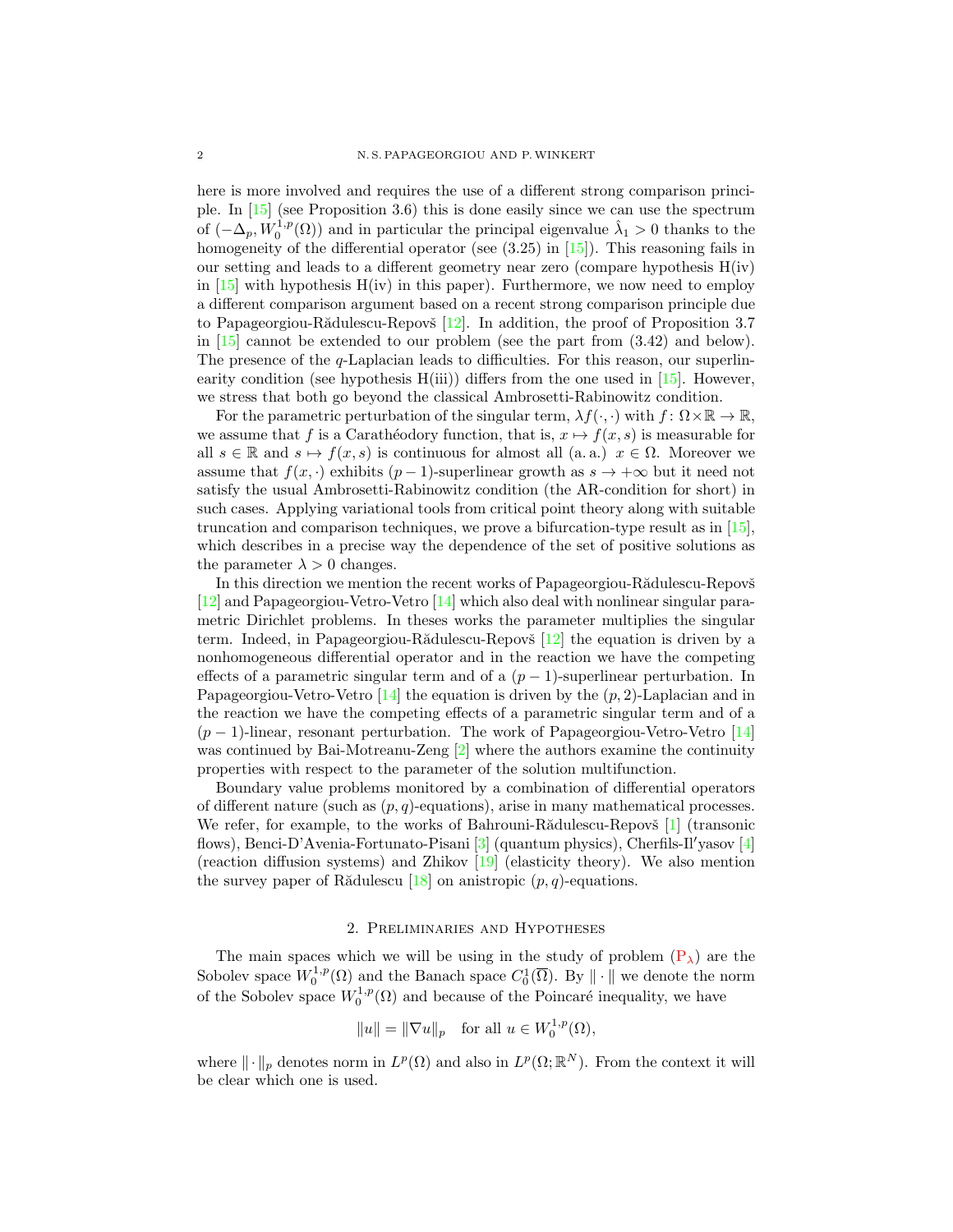here is more involved and requires the use of a different strong comparison principle. In [15] (see Proposition 3.6) this is done easily since we can use the spectrum of $(-\Delta_p, W_0^{1,p}(\Omega))$ and in particular the principal eigenvalue $\hat{\lambda}_1 > 0$ thanks to the homogeneity of the differential operator (see (3.25) in [15]). This reasoning fails in our setting and leads to a different geometry near zero (compare hypothesis H(iv) in [15] with hypothesis H(iv) in this paper). Furthermore, we now need to employ a different comparison argument based on a recent strong comparison principle due to Papageorgiou-Rădulescu-Repovš [12]. In addition, the proof of Proposition 3.7 in [15] cannot be extended to our problem (see the part from (3.42) and below). The presence of the $q$-Laplacian leads to difficulties. For this reason, our superlinearity condition (see hypothesis H(iii)) differs from the one used in [15]. However, we stress that both go beyond the classical Ambrosetti-Rabinowitz condition.

For the parametric perturbation of the singular term, $\lambda f(\cdot,\cdot)$ with $f\colon \Omega\times\mathbb{R}\to\mathbb{R}$, we assume that $f$ is a Carathéodory function, that is, $x\mapsto f(x,s)$ is measurable for all $s\in\mathbb{R}$ and $s\mapsto f(x,s)$ is continuous for almost all (a. a.) $x\in\Omega$. Moreover we assume that $f(x,\cdot)$ exhibits $(p-1)$-superlinear growth as $s\to+\infty$ but it need not satisfy the usual Ambrosetti-Rabinowitz condition (the AR-condition for short) in such cases. Applying variational tools from critical point theory along with suitable truncation and comparison techniques, we prove a bifurcation-type result as in [15], which describes in a precise way the dependence of the set of positive solutions as the parameter $\lambda>0$ changes.

In this direction we mention the recent works of Papageorgiou-Rădulescu-Repovš [12] and Papageorgiou-Vetro-Vetro [14] which also deal with nonlinear singular parametric Dirichlet problems. In theses works the parameter multiplies the singular term. Indeed, in Papageorgiou-Rădulescu-Repovš [12] the equation is driven by a nonhomogeneous differential operator and in the reaction we have the competing effects of a parametric singular term and of a $(p-1)$-superlinear perturbation. In Papageorgiou-Vetro-Vetro [14] the equation is driven by the $(p,2)$-Laplacian and in the reaction we have the competing effects of a parametric singular term and of a $(p-1)$-linear, resonant perturbation. The work of Papageorgiou-Vetro-Vetro [14] was continued by Bai-Motreanu-Zeng [2] where the authors examine the continuity properties with respect to the parameter of the solution multifunction.

Boundary value problems monitored by a combination of differential operators of different nature (such as $(p,q)$-equations), arise in many mathematical processes. We refer, for example, to the works of Bahrouni-Rădulescu-Repovš [1] (transonic flows), Benci-D'Avenia-Fortunato-Pisani [3] (quantum physics), Cherfils-Il′yasov [4] (reaction diffusion systems) and Zhikov [19] (elasticity theory). We also mention the survey paper of Rădulescu [18] on anistropic $(p,q)$-equations.

## 2. Preliminaries and Hypotheses

The main spaces which we will be using in the study of problem ($\text{P}_\lambda$) are the Sobolev space $W_0^{1,p}(\Omega)$ and the Banach space $C_0^1(\overline{\Omega})$. By $\|\cdot\|$ we denote the norm of the Sobolev space $W_0^{1,p}(\Omega)$ and because of the Poincaré inequality, we have

$$\|u\| = \|\nabla u\|_p \quad \text{for all } u\in W_0^{1,p}(\Omega),$$

where $\|\cdot\|_p$ denotes norm in $L^p(\Omega)$ and also in $L^p(\Omega;\mathbb{R}^N)$. From the context it will be clear which one is used.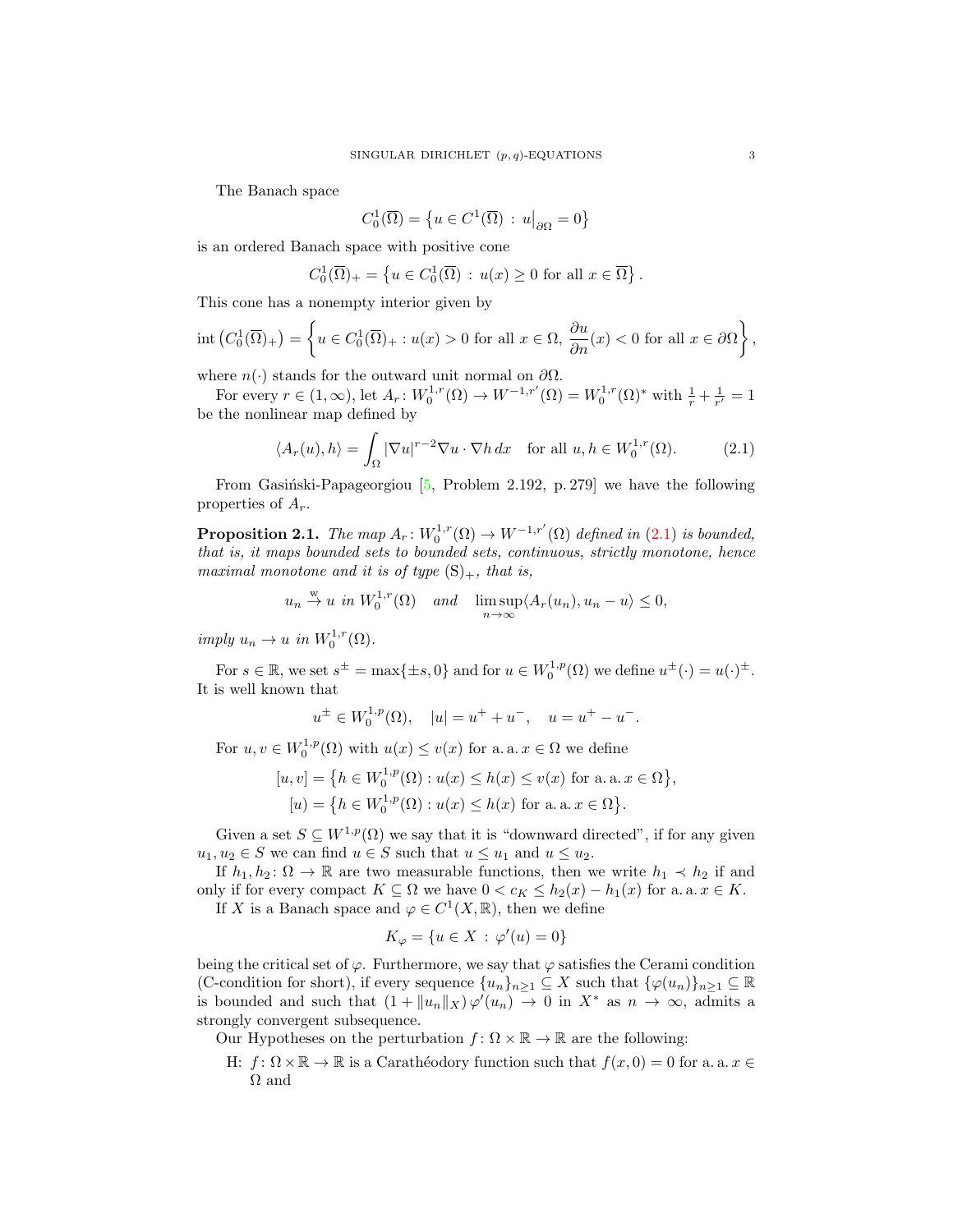The Banach space

$$C_0^1(\overline{\Omega}) = \left\{ u \in C^1(\overline{\Omega}) \,:\, u\big|_{\partial\Omega} = 0 \right\}$$

is an ordered Banach space with positive cone

$$C_0^1(\overline{\Omega})_+ = \left\{ u \in C_0^1(\overline{\Omega}) \,:\, u(x) \geq 0 \text{ for all } x \in \overline{\Omega} \right\}.$$

This cone has a nonempty interior given by

$$\operatorname{int}\left(C_0^1(\overline{\Omega})_+\right) = \left\{ u \in C_0^1(\overline{\Omega})_+ : u(x) > 0 \text{ for all } x \in \Omega,\ \frac{\partial u}{\partial n}(x) < 0 \text{ for all } x \in \partial\Omega \right\},$$

where $n(\cdot)$ stands for the outward unit normal on $\partial\Omega$.

For every $r \in (1,\infty)$, let $A_r \colon W_0^{1,r}(\Omega) \to W^{-1,r'}(\Omega) = W_0^{1,r}(\Omega)^*$ with $\frac{1}{r} + \frac{1}{r'} = 1$ be the nonlinear map defined by

$$\langle A_r(u), h \rangle = \int_\Omega |\nabla u|^{r-2} \nabla u \cdot \nabla h \, dx \quad \text{for all } u, h \in W_0^{1,r}(\Omega). \tag{2.1}$$

From Gasiński-Papageorgiou [5, Problem 2.192, p. 279] we have the following properties of $A_r$.

**Proposition 2.1.** *The map $A_r \colon W_0^{1,r}(\Omega) \to W^{-1,r'}(\Omega)$ defined in (2.1) is bounded, that is, it maps bounded sets to bounded sets, continuous, strictly monotone, hence maximal monotone and it is of type $(\mathrm{S})_+$, that is,*

$$u_n \overset{\mathrm{w}}{\to} u \text{ in } W_0^{1,r}(\Omega) \quad \text{and} \quad \limsup_{n\to\infty} \langle A_r(u_n), u_n - u \rangle \leq 0,$$

*imply $u_n \to u$ in $W_0^{1,r}(\Omega)$.*

For $s \in \mathbb{R}$, we set $s^\pm = \max\{\pm s, 0\}$ and for $u \in W_0^{1,p}(\Omega)$ we define $u^\pm(\cdot) = u(\cdot)^\pm$. It is well known that

$$u^\pm \in W_0^{1,p}(\Omega), \quad |u| = u^+ + u^-, \quad u = u^+ - u^-.$$

For $u, v \in W_0^{1,p}(\Omega)$ with $u(x) \leq v(x)$ for a. a. $x \in \Omega$ we define

$$\begin{aligned}
[u,v] &= \left\{ h \in W_0^{1,p}(\Omega) : u(x) \leq h(x) \leq v(x) \text{ for a. a. } x \in \Omega \right\}, \\
[u) &= \left\{ h \in W_0^{1,p}(\Omega) : u(x) \leq h(x) \text{ for a. a. } x \in \Omega \right\}.
\end{aligned}$$

Given a set $S \subseteq W^{1,p}(\Omega)$ we say that it is "downward directed", if for any given $u_1, u_2 \in S$ we can find $u \in S$ such that $u \leq u_1$ and $u \leq u_2$.

If $h_1, h_2 \colon \Omega \to \mathbb{R}$ are two measurable functions, then we write $h_1 \prec h_2$ if and only if for every compact $K \subseteq \Omega$ we have $0 < c_K \leq h_2(x) - h_1(x)$ for a. a. $x \in K$.

If $X$ is a Banach space and $\varphi \in C^1(X,\mathbb{R})$, then we define

$$K_\varphi = \{ u \in X \,:\, \varphi'(u) = 0 \}$$

being the critical set of $\varphi$. Furthermore, we say that $\varphi$ satisfies the Cerami condition (C-condition for short), if every sequence $\{u_n\}_{n\geq 1} \subseteq X$ such that $\{\varphi(u_n)\}_{n\geq 1} \subseteq \mathbb{R}$ is bounded and such that $(1 + \|u_n\|_X)\, \varphi'(u_n) \to 0$ in $X^*$ as $n \to \infty$, admits a strongly convergent subsequence.

Our Hypotheses on the perturbation $f \colon \Omega \times \mathbb{R} \to \mathbb{R}$ are the following:

H: $f \colon \Omega \times \mathbb{R} \to \mathbb{R}$ is a Carathéodory function such that $f(x,0) = 0$ for a. a. $x \in \Omega$ and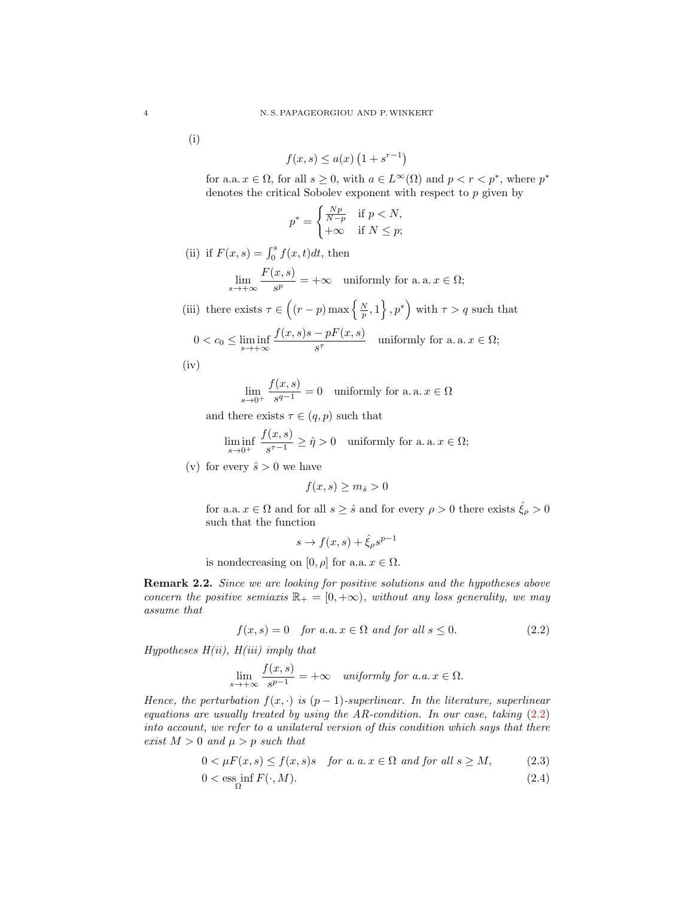(i)

$$f(x,s) \le a(x)\left(1+s^{r-1}\right)$$

for a.a. $x \in \Omega$, for all $s \ge 0$, with $a \in L^\infty(\Omega)$ and $p < r < p^*$, where $p^*$ denotes the critical Sobolev exponent with respect to $p$ given by

$$p^* = \begin{cases} \frac{Np}{N-p} & \text{if } p < N, \\ +\infty & \text{if } N \le p; \end{cases}$$

(ii) if $F(x,s) = \int_0^s f(x,t)dt$, then

$$\lim_{s \to +\infty} \frac{F(x,s)}{s^p} = +\infty \quad \text{uniformly for a. a. } x \in \Omega;$$

(iii) there exists $\tau \in \left((r-p)\max\left\{\frac{N}{p},1\right\}, p^*\right)$ with $\tau > q$ such that

$$0 < c_0 \le \liminf_{s \to +\infty} \frac{f(x,s)s - pF(x,s)}{s^\tau} \quad \text{uniformly for a. a. } x \in \Omega;$$

(iv)

$$\lim_{s \to 0^+} \frac{f(x,s)}{s^{q-1}} = 0 \quad \text{uniformly for a. a. } x \in \Omega$$

and there exists $\tau \in (q,p)$ such that

$$\liminf_{s \to 0^+} \frac{f(x,s)}{s^{\tau-1}} \ge \hat{\eta} > 0 \quad \text{uniformly for a. a. } x \in \Omega;$$

(v) for every $\hat{s} > 0$ we have

$$f(x,s) \ge m_{\hat{s}} > 0$$

for a.a. $x \in \Omega$ and for all $s \ge \hat{s}$ and for every $\rho > 0$ there exists $\hat{\xi}_\rho > 0$ such that the function

$$s \to f(x,s) + \hat{\xi}_\rho s^{p-1}$$

is nondecreasing on $[0,\rho]$ for a.a. $x \in \Omega$.

**Remark 2.2.** *Since we are looking for positive solutions and the hypotheses above concern the positive semiaxis $\mathbb{R}_+ = [0,+\infty)$, without any loss generality, we may assume that*

$$f(x,s) = 0 \quad \text{for a.a. } x \in \Omega \text{ and for all } s \le 0. \tag{2.2}$$

*Hypotheses H(ii), H(iii) imply that*

$$\lim_{s \to +\infty} \frac{f(x,s)}{s^{p-1}} = +\infty \quad \text{uniformly for a.a. } x \in \Omega.$$

*Hence, the perturbation $f(x,\cdot)$ is $(p-1)$-superlinear. In the literature, superlinear equations are usually treated by using the AR-condition. In our case, taking (2.2) into account, we refer to a unilateral version of this condition which says that there exist $M > 0$ and $\mu > p$ such that*

$$0 < \mu F(x,s) \le f(x,s)s \quad \text{for a. a. } x \in \Omega \text{ and for all } s \ge M, \tag{2.3}$$

$$0 < \operatorname*{ess\,inf}_{\Omega} F(\cdot, M). \tag{2.4}$$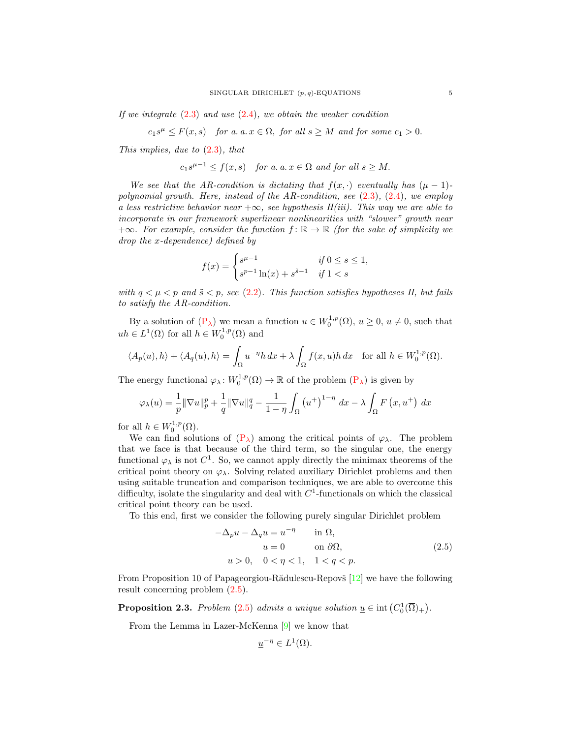*If we integrate (2.3) and use (2.4), we obtain the weaker condition*

$$c_1 s^{\mu} \leq F(x,s) \quad \text{for a. a. } x \in \Omega, \text{ for all } s \geq M \text{ and for some } c_1 > 0.$$

*This implies, due to (2.3), that*

$$c_1 s^{\mu-1} \leq f(x,s) \quad \text{for a. a. } x \in \Omega \text{ and for all } s \geq M.$$

*We see that the AR-condition is dictating that $f(x,\cdot)$ eventually has $(\mu-1)$-polynomial growth. Here, instead of the AR-condition, see (2.3), (2.4), we employ a less restrictive behavior near $+\infty$, see hypothesis H(iii). This way we are able to incorporate in our framework superlinear nonlinearities with "slower" growth near $+\infty$. For example, consider the function $f\colon \mathbb{R} \to \mathbb{R}$ (for the sake of simplicity we drop the x-dependence) defined by*

$$f(x) = \begin{cases} s^{\mu-1} & \text{if } 0 \leq s \leq 1, \\ s^{p-1}\ln(x) + s^{\tilde{s}-1} & \text{if } 1 < s \end{cases}$$

*with $q < \mu < p$ and $\tilde{s} < p$, see (2.2). This function satisfies hypotheses H, but fails to satisfy the AR-condition.*

By a solution of ($\text{P}_\lambda$) we mean a function $u \in W_0^{1,p}(\Omega)$, $u \geq 0$, $u \neq 0$, such that $uh \in L^1(\Omega)$ for all $h \in W_0^{1,p}(\Omega)$ and

$$\langle A_p(u), h\rangle + \langle A_q(u), h\rangle = \int_\Omega u^{-\eta} h \, dx + \lambda \int_\Omega f(x,u) h \, dx \quad \text{for all } h \in W_0^{1,p}(\Omega).$$

The energy functional $\varphi_\lambda\colon W_0^{1,p}(\Omega) \to \mathbb{R}$ of the problem ($\text{P}_\lambda$) is given by

$$\varphi_\lambda(u) = \frac{1}{p}\|\nabla u\|_p^p + \frac{1}{q}\|\nabla u\|_q^q - \frac{1}{1-\eta}\int_\Omega \left(u^+\right)^{1-\eta} dx - \lambda \int_\Omega F\left(x, u^+\right) dx$$

for all $h \in W_0^{1,p}(\Omega)$.

We can find solutions of ($\text{P}_\lambda$) among the critical points of $\varphi_\lambda$. The problem that we face is that because of the third term, so the singular one, the energy functional $\varphi_\lambda$ is not $C^1$. So, we cannot apply directly the minimax theorems of the critical point theory on $\varphi_\lambda$. Solving related auxiliary Dirichlet problems and then using suitable truncation and comparison techniques, we are able to overcome this difficulty, isolate the singularity and deal with $C^1$-functionals on which the classical critical point theory can be used.

To this end, first we consider the following purely singular Dirichlet problem

$$\begin{aligned} -\Delta_p u - \Delta_q u &= u^{-\eta} \qquad \text{in } \Omega, \\ u &= 0 \qquad \text{on } \partial\Omega, \\ u > 0, \quad 0 < \eta &< 1, \quad 1 < q < p. \end{aligned} \tag{2.5}$$

From Proposition 10 of Papageorgiou-Rădulescu-Repovš [12] we have the following result concerning problem (2.5).

**Proposition 2.3.** *Problem (2.5) admits a unique solution $\underline{u} \in \operatorname{int}\left(C_0^1(\overline{\Omega})_+\right)$.*

From the Lemma in Lazer-McKenna [9] we know that

$$\underline{u}^{-\eta} \in L^1(\Omega).$$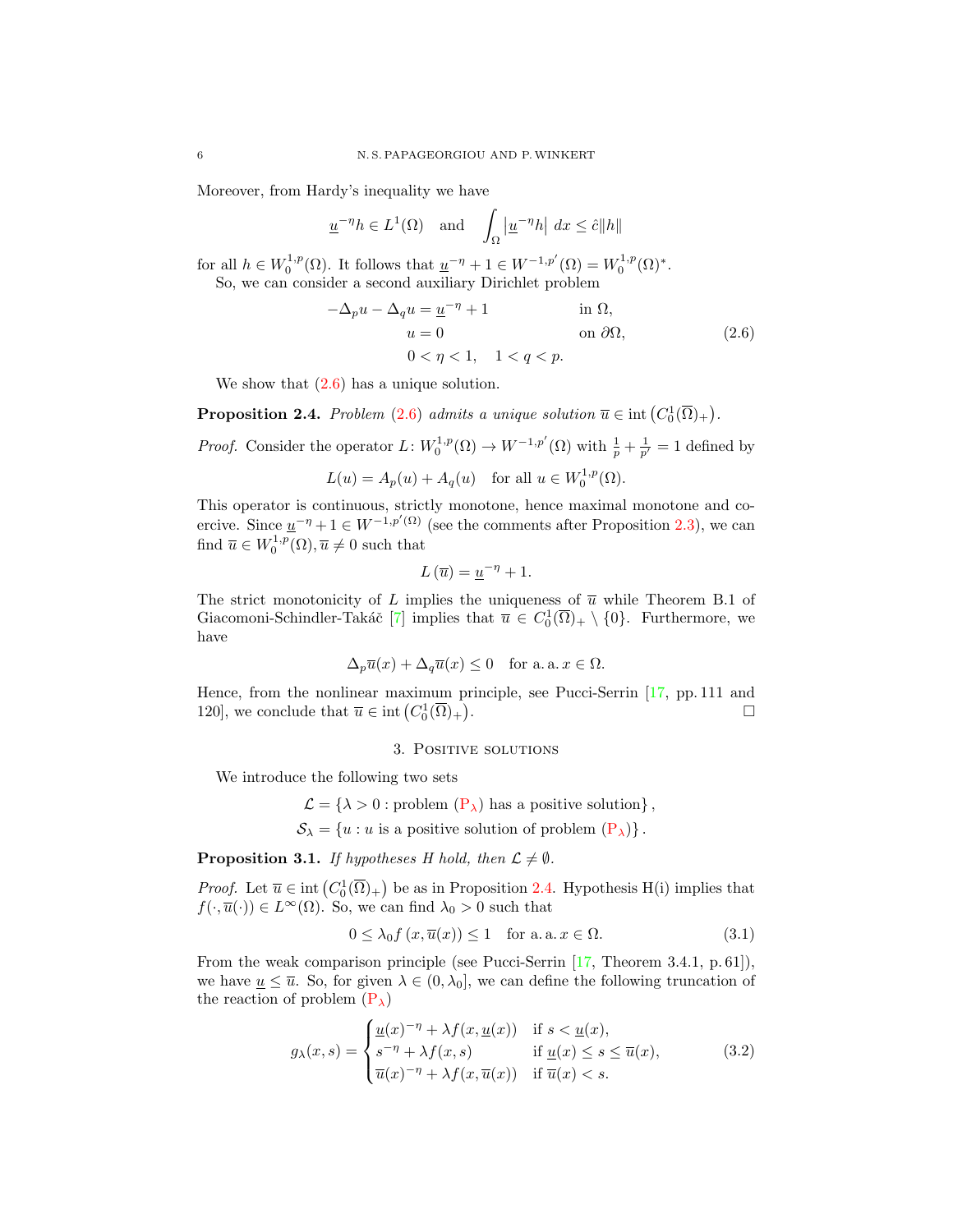Moreover, from Hardy's inequality we have

$$\underline{u}^{-\eta} h \in L^1(\Omega) \quad \text{and} \quad \int_\Omega \left|\underline{u}^{-\eta} h\right| \, dx \leq \hat{c}\|h\|$$

for all $h \in W_0^{1,p}(\Omega)$. It follows that $\underline{u}^{-\eta} + 1 \in W^{-1,p'}(\Omega) = W_0^{1,p}(\Omega)^*$.

So, we can consider a second auxiliary Dirichlet problem

$$\begin{aligned}
-\Delta_p u - \Delta_q u &= \underline{u}^{-\eta} + 1 \qquad && \text{in } \Omega,\\
u &= 0 && \text{on } \partial\Omega,\\
0 < \eta &< 1, \quad 1 < q < p. &&
\end{aligned} \tag{2.6}$$

We show that (2.6) has a unique solution.

**Proposition 2.4.** *Problem* (2.6) *admits a unique solution* $\overline{u} \in \operatorname{int}\left(C_0^1(\overline{\Omega})_+\right)$.

*Proof.* Consider the operator $L\colon W_0^{1,p}(\Omega) \to W^{-1,p'}(\Omega)$ with $\frac{1}{p} + \frac{1}{p'} = 1$ defined by

$$L(u) = A_p(u) + A_q(u) \quad \text{for all } u \in W_0^{1,p}(\Omega).$$

This operator is continuous, strictly monotone, hence maximal monotone and coercive. Since $\underline{u}^{-\eta} + 1 \in W^{-1,p'(\Omega)}$ (see the comments after Proposition 2.3), we can find $\overline{u} \in W_0^{1,p}(\Omega), \overline{u} \neq 0$ such that

$$L\left(\overline{u}\right) = \underline{u}^{-\eta} + 1.$$

The strict monotonicity of $L$ implies the uniqueness of $\overline{u}$ while Theorem B.1 of Giacomoni-Schindler-Takáč [7] implies that $\overline{u} \in C_0^1(\overline{\Omega})_+ \setminus \{0\}$. Furthermore, we have

$$\Delta_p \overline{u}(x) + \Delta_q \overline{u}(x) \leq 0 \quad \text{for a.a. } x \in \Omega.$$

Hence, from the nonlinear maximum principle, see Pucci-Serrin [17, pp. 111 and 120], we conclude that $\overline{u} \in \operatorname{int}\left(C_0^1(\overline{\Omega})_+\right)$. $\square$

## 3. Positive solutions

We introduce the following two sets

$$\begin{aligned}
\mathcal{L} &= \{\lambda > 0 : \text{problem } (\mathrm{P}_\lambda) \text{ has a positive solution}\},\\
\mathcal{S}_\lambda &= \{u : u \text{ is a positive solution of problem } (\mathrm{P}_\lambda)\}.
\end{aligned}$$

**Proposition 3.1.** *If hypotheses H hold, then* $\mathcal{L} \neq \emptyset$.

*Proof.* Let $\overline{u} \in \operatorname{int}\left(C_0^1(\overline{\Omega})_+\right)$ be as in Proposition 2.4. Hypothesis H(i) implies that $f(\cdot, \overline{u}(\cdot)) \in L^\infty(\Omega)$. So, we can find $\lambda_0 > 0$ such that

$$0 \leq \lambda_0 f\left(x, \overline{u}(x)\right) \leq 1 \quad \text{for a.a. } x \in \Omega. \tag{3.1}$$

From the weak comparison principle (see Pucci-Serrin [17, Theorem 3.4.1, p. 61]), we have $\underline{u} \leq \overline{u}$. So, for given $\lambda \in (0, \lambda_0]$, we can define the following truncation of the reaction of problem $(\mathrm{P}_\lambda)$

$$g_\lambda(x,s) = \begin{cases} \underline{u}(x)^{-\eta} + \lambda f(x, \underline{u}(x)) & \text{if } s < \underline{u}(x),\\ s^{-\eta} + \lambda f(x,s) & \text{if } \underline{u}(x) \leq s \leq \overline{u}(x),\\ \overline{u}(x)^{-\eta} + \lambda f(x, \overline{u}(x)) & \text{if } \overline{u}(x) < s. \end{cases} \tag{3.2}$$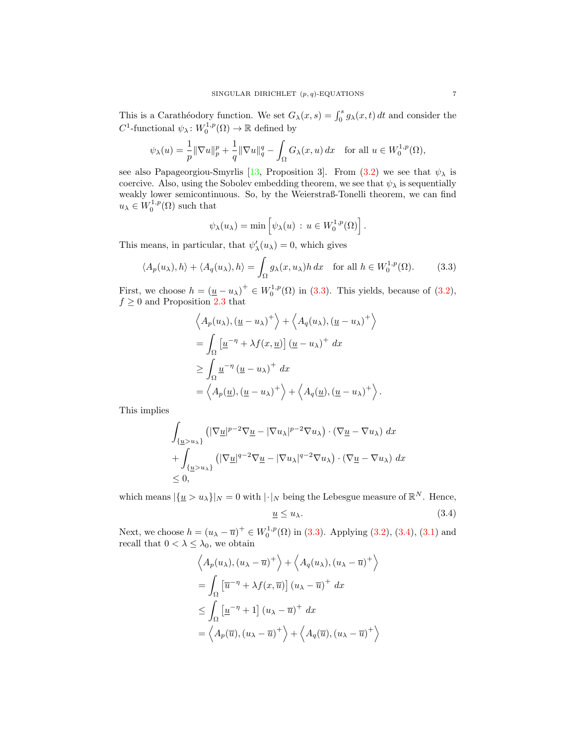This is a Carathéodory function. We set $G_\lambda(x,s) = \int_0^s g_\lambda(x,t)\,dt$ and consider the $C^1$-functional $\psi_\lambda \colon W_0^{1,p}(\Omega) \to \mathbb{R}$ defined by

$$
\psi_\lambda(u) = \frac{1}{p}\|\nabla u\|_p^p + \frac{1}{q}\|\nabla u\|_q^q - \int_\Omega G_\lambda(x,u)\,dx \quad \text{for all } u \in W_0^{1,p}(\Omega),
$$

see also Papageorgiou-Smyrlis [13, Proposition 3]. From (3.2) we see that $\psi_\lambda$ is coercive. Also, using the Sobolev embedding theorem, we see that $\psi_\lambda$ is sequentially weakly lower semicontinuous. So, by the Weierstraß-Tonelli theorem, we can find $u_\lambda \in W_0^{1,p}(\Omega)$ such that

$$
\psi_\lambda(u_\lambda) = \min\left[\psi_\lambda(u) \,:\, u \in W_0^{1,p}(\Omega)\right].
$$

This means, in particular, that $\psi_\lambda'(u_\lambda) = 0$, which gives

$$
\langle A_p(u_\lambda), h\rangle + \langle A_q(u_\lambda), h\rangle = \int_\Omega g_\lambda(x,u_\lambda) h\,dx \quad \text{for all } h \in W_0^{1,p}(\Omega). \tag{3.3}
$$

First, we choose $h = (\underline{u} - u_\lambda)^+ \in W_0^{1,p}(\Omega)$ in (3.3). This yields, because of (3.2), $f \geq 0$ and Proposition 2.3 that

$$
\begin{aligned}
&\left\langle A_p(u_\lambda), (\underline{u} - u_\lambda)^+ \right\rangle + \left\langle A_q(u_\lambda), (\underline{u} - u_\lambda)^+ \right\rangle \\
&= \int_\Omega \left[\underline{u}^{-\eta} + \lambda f(x,\underline{u})\right] (\underline{u} - u_\lambda)^+ \,dx \\
&\geq \int_\Omega \underline{u}^{-\eta} (\underline{u} - u_\lambda)^+ \,dx \\
&= \left\langle A_p(\underline{u}), (\underline{u} - u_\lambda)^+ \right\rangle + \left\langle A_q(\underline{u}), (\underline{u} - u_\lambda)^+ \right\rangle.
\end{aligned}
$$

This implies

$$
\begin{aligned}
&\int_{\{\underline{u} > u_\lambda\}} \left(|\nabla \underline{u}|^{p-2}\nabla \underline{u} - |\nabla u_\lambda|^{p-2}\nabla u_\lambda\right) \cdot (\nabla \underline{u} - \nabla u_\lambda)\,dx \\
&+ \int_{\{\underline{u} > u_\lambda\}} \left(|\nabla \underline{u}|^{q-2}\nabla \underline{u} - |\nabla u_\lambda|^{q-2}\nabla u_\lambda\right) \cdot (\nabla \underline{u} - \nabla u_\lambda)\,dx \\
&\leq 0,
\end{aligned}
$$

which means $|\{\underline{u} > u_\lambda\}|_N = 0$ with $|\cdot|_N$ being the Lebesgue measure of $\mathbb{R}^N$. Hence,

$$
\underline{u} \leq u_\lambda. \tag{3.4}
$$

Next, we choose $h = (u_\lambda - \overline{u})^+ \in W_0^{1,p}(\Omega)$ in (3.3). Applying (3.2), (3.4), (3.1) and recall that $0 < \lambda \leq \lambda_0$, we obtain

$$
\begin{aligned}
&\left\langle A_p(u_\lambda), (u_\lambda - \overline{u})^+ \right\rangle + \left\langle A_q(u_\lambda), (u_\lambda - \overline{u})^+ \right\rangle \\
&= \int_\Omega \left[\overline{u}^{-\eta} + \lambda f(x,\overline{u})\right] (u_\lambda - \overline{u})^+ \,dx \\
&\leq \int_\Omega \left[\underline{u}^{-\eta} + 1\right] (u_\lambda - \overline{u})^+ \,dx \\
&= \left\langle A_p(\overline{u}), (u_\lambda - \overline{u})^+ \right\rangle + \left\langle A_q(\overline{u}), (u_\lambda - \overline{u})^+ \right\rangle
\end{aligned}
$$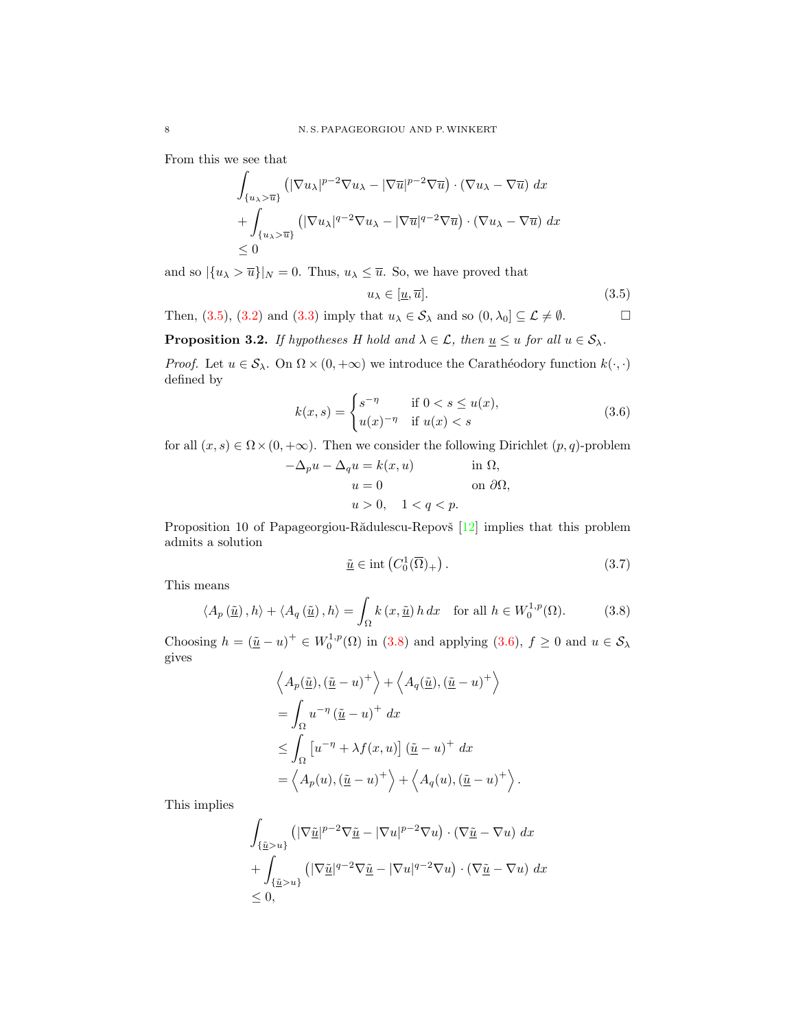From this we see that

$$
\begin{aligned}
&\int_{\{u_\lambda > \overline{u}\}} \left(|\nabla u_\lambda|^{p-2}\nabla u_\lambda - |\nabla \overline{u}|^{p-2}\nabla \overline{u}\right) \cdot \left(\nabla u_\lambda - \nabla \overline{u}\right)\, dx \\
&+ \int_{\{u_\lambda > \overline{u}\}} \left(|\nabla u_\lambda|^{q-2}\nabla u_\lambda - |\nabla \overline{u}|^{q-2}\nabla \overline{u}\right) \cdot \left(\nabla u_\lambda - \nabla \overline{u}\right)\, dx \\
&\leq 0
\end{aligned}
$$

and so $|\{u_\lambda > \overline{u}\}|_N = 0$. Thus, $u_\lambda \leq \overline{u}$. So, we have proved that

$$
u_\lambda \in [\underline{u}, \overline{u}]. \tag{3.5}
$$

Then, (3.5), (3.2) and (3.3) imply that $u_\lambda \in \mathcal{S}_\lambda$ and so $(0, \lambda_0] \subseteq \mathcal{L} \neq \emptyset$. $\square$

**Proposition 3.2.** *If hypotheses H hold and $\lambda \in \mathcal{L}$, then $\underline{u} \leq u$ for all $u \in \mathcal{S}_\lambda$.*

*Proof.* Let $u \in \mathcal{S}_\lambda$. On $\Omega \times (0, +\infty)$ we introduce the Carathéodory function $k(\cdot,\cdot)$ defined by

$$
k(x,s) = \begin{cases} s^{-\eta} & \text{if } 0 < s \leq u(x), \\ u(x)^{-\eta} & \text{if } u(x) < s \end{cases} \tag{3.6}
$$

for all $(x,s) \in \Omega \times (0, +\infty)$. Then we consider the following Dirichlet $(p,q)$-problem

$$
\begin{aligned}
-\Delta_p u - \Delta_q u &= k(x,u) \qquad && \text{in } \Omega, \\
u &= 0 && \text{on } \partial\Omega, \\
u &> 0, \quad 1 < q < p.
\end{aligned}
$$

Proposition 10 of Papageorgiou-Rădulescu-Repovš [12] implies that this problem admits a solution

$$
\underline{\tilde{u}} \in \operatorname{int}\left(C_0^1(\overline{\Omega})_+\right). \tag{3.7}
$$

This means

$$
\left\langle A_p\left(\underline{\tilde{u}}\right), h\right\rangle + \left\langle A_q\left(\underline{\tilde{u}}\right), h\right\rangle = \int_\Omega k\left(x, \underline{\tilde{u}}\right) h \, dx \quad \text{for all } h \in W_0^{1,p}(\Omega). \tag{3.8}
$$

Choosing $h = \left(\underline{\tilde{u}} - u\right)^+ \in W_0^{1,p}(\Omega)$ in (3.8) and applying (3.6), $f \geq 0$ and $u \in \mathcal{S}_\lambda$ gives

$$
\begin{aligned}
&\left\langle A_p(\underline{\tilde{u}}), (\underline{\tilde{u}} - u)^+ \right\rangle + \left\langle A_q(\underline{\tilde{u}}), (\underline{\tilde{u}} - u)^+ \right\rangle \\
&= \int_\Omega u^{-\eta} \left(\underline{\tilde{u}} - u\right)^+ dx \\
&\leq \int_\Omega \left[u^{-\eta} + \lambda f(x,u)\right] \left(\underline{\tilde{u}} - u\right)^+ dx \\
&= \left\langle A_p(u), (\underline{\tilde{u}} - u)^+ \right\rangle + \left\langle A_q(u), (\underline{\tilde{u}} - u)^+ \right\rangle.
\end{aligned}
$$

This implies

$$
\begin{aligned}
&\int_{\{\underline{\tilde{u}} > u\}} \left(|\nabla \underline{\tilde{u}}|^{p-2}\nabla \underline{\tilde{u}} - |\nabla u|^{p-2}\nabla u\right) \cdot \left(\nabla \underline{\tilde{u}} - \nabla u\right)\, dx \\
&+ \int_{\{\underline{\tilde{u}} > u\}} \left(|\nabla \underline{\tilde{u}}|^{q-2}\nabla \underline{\tilde{u}} - |\nabla u|^{q-2}\nabla u\right) \cdot \left(\nabla \underline{\tilde{u}} - \nabla u\right)\, dx \\
&\leq 0,
\end{aligned}
$$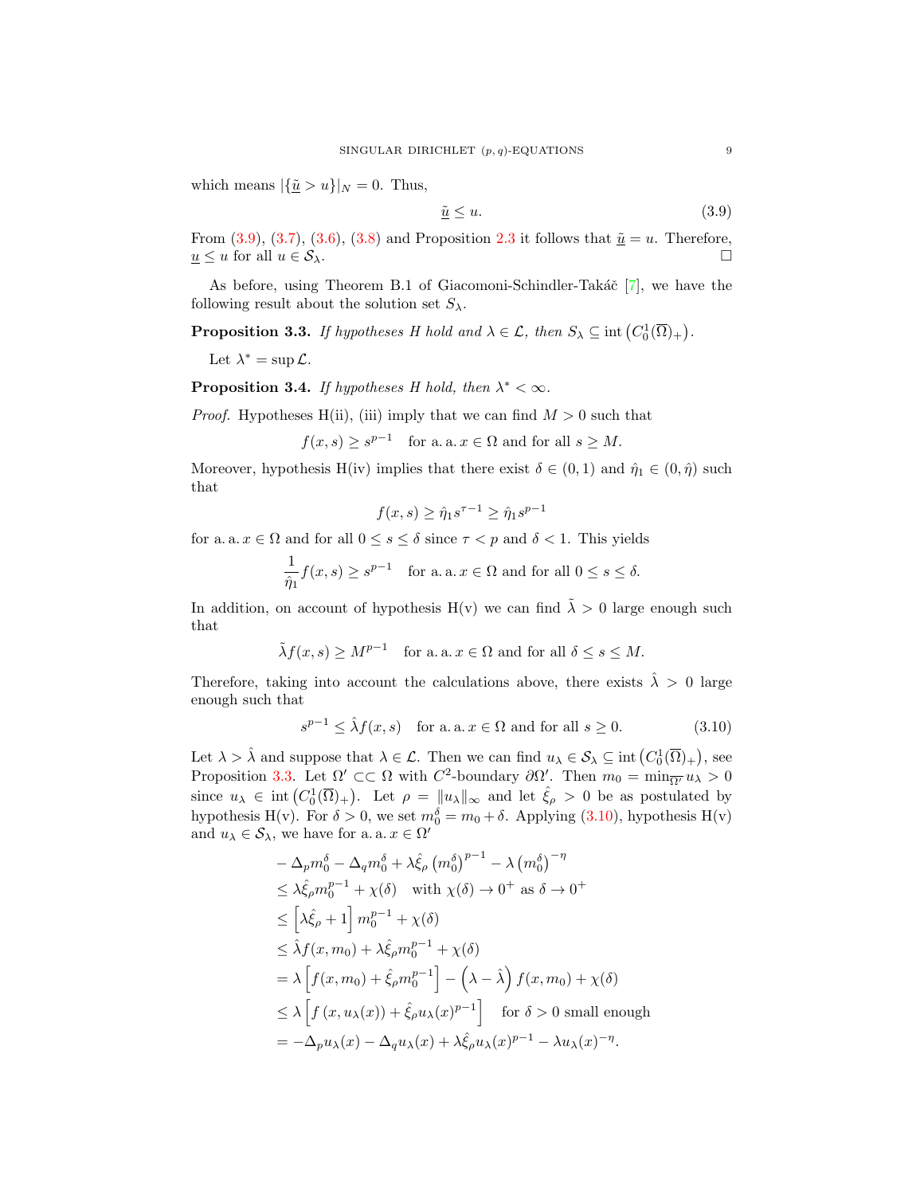which means $|\{\tilde{\underline{u}} > u\}|_N = 0$. Thus,

$$\tilde{\underline{u}} \leq u. \tag{3.9}$$

From (3.9), (3.7), (3.6), (3.8) and Proposition 2.3 it follows that $\tilde{\underline{u}} = u$. Therefore, $\underline{u} \leq u$ for all $u \in \mathcal{S}_\lambda$. □

As before, using Theorem B.1 of Giacomoni-Schindler-Takáč [7], we have the following result about the solution set $S_\lambda$.

**Proposition 3.3.** *If hypotheses H hold and $\lambda \in \mathcal{L}$, then $S_\lambda \subseteq \operatorname{int}\left(C_0^1(\overline{\Omega})_+\right)$.*

Let $\lambda^* = \sup \mathcal{L}$.

**Proposition 3.4.** *If hypotheses H hold, then $\lambda^* < \infty$.*

*Proof.* Hypotheses H(ii), (iii) imply that we can find $M > 0$ such that

$$f(x,s) \geq s^{p-1} \quad \text{for a. a. } x \in \Omega \text{ and for all } s \geq M.$$

Moreover, hypothesis H(iv) implies that there exist $\delta \in (0,1)$ and $\hat{\eta}_1 \in (0, \hat{\eta})$ such that

$$f(x,s) \geq \hat{\eta}_1 s^{\tau-1} \geq \hat{\eta}_1 s^{p-1}$$

for a. a. $x \in \Omega$ and for all $0 \leq s \leq \delta$ since $\tau < p$ and $\delta < 1$. This yields

$$\frac{1}{\hat{\eta}_1} f(x,s) \geq s^{p-1} \quad \text{for a. a. } x \in \Omega \text{ and for all } 0 \leq s \leq \delta.$$

In addition, on account of hypothesis H(v) we can find $\tilde{\lambda} > 0$ large enough such that

$$\tilde{\lambda} f(x,s) \geq M^{p-1} \quad \text{for a. a. } x \in \Omega \text{ and for all } \delta \leq s \leq M.$$

Therefore, taking into account the calculations above, there exists $\hat{\lambda} > 0$ large enough such that

$$s^{p-1} \leq \hat{\lambda} f(x,s) \quad \text{for a. a. } x \in \Omega \text{ and for all } s \geq 0. \tag{3.10}$$

Let $\lambda > \hat{\lambda}$ and suppose that $\lambda \in \mathcal{L}$. Then we can find $u_\lambda \in \mathcal{S}_\lambda \subseteq \operatorname{int}\left(C_0^1(\overline{\Omega})_+\right)$, see Proposition 3.3. Let $\Omega' \subset\subset \Omega$ with $C^2$-boundary $\partial\Omega'$. Then $m_0 = \min_{\overline{\Omega'}} u_\lambda > 0$ since $u_\lambda \in \operatorname{int}\left(C_0^1(\overline{\Omega})_+\right)$. Let $\rho = \|u_\lambda\|_\infty$ and let $\hat{\xi}_\rho > 0$ be as postulated by hypothesis H(v). For $\delta > 0$, we set $m_0^\delta = m_0 + \delta$. Applying (3.10), hypothesis H(v) and $u_\lambda \in \mathcal{S}_\lambda$, we have for a. a. $x \in \Omega'$

$$\begin{aligned}
& -\Delta_p m_0^\delta - \Delta_q m_0^\delta + \lambda \hat{\xi}_\rho \left(m_0^\delta\right)^{p-1} - \lambda \left(m_0^\delta\right)^{-\eta} \\
& \leq \lambda \hat{\xi}_\rho m_0^{p-1} + \chi(\delta) \quad \text{with } \chi(\delta) \to 0^+ \text{ as } \delta \to 0^+ \\
& \leq \left[\lambda \hat{\xi}_\rho + 1\right] m_0^{p-1} + \chi(\delta) \\
& \leq \hat{\lambda} f(x, m_0) + \lambda \hat{\xi}_\rho m_0^{p-1} + \chi(\delta) \\
& = \lambda \left[f(x, m_0) + \hat{\xi}_\rho m_0^{p-1}\right] - \left(\lambda - \hat{\lambda}\right) f(x, m_0) + \chi(\delta) \\
& \leq \lambda \left[f\left(x, u_\lambda(x)\right) + \hat{\xi}_\rho u_\lambda(x)^{p-1}\right] \quad \text{for } \delta > 0 \text{ small enough} \\
& = -\Delta_p u_\lambda(x) - \Delta_q u_\lambda(x) + \lambda \hat{\xi}_\rho u_\lambda(x)^{p-1} - \lambda u_\lambda(x)^{-\eta}.
\end{aligned}$$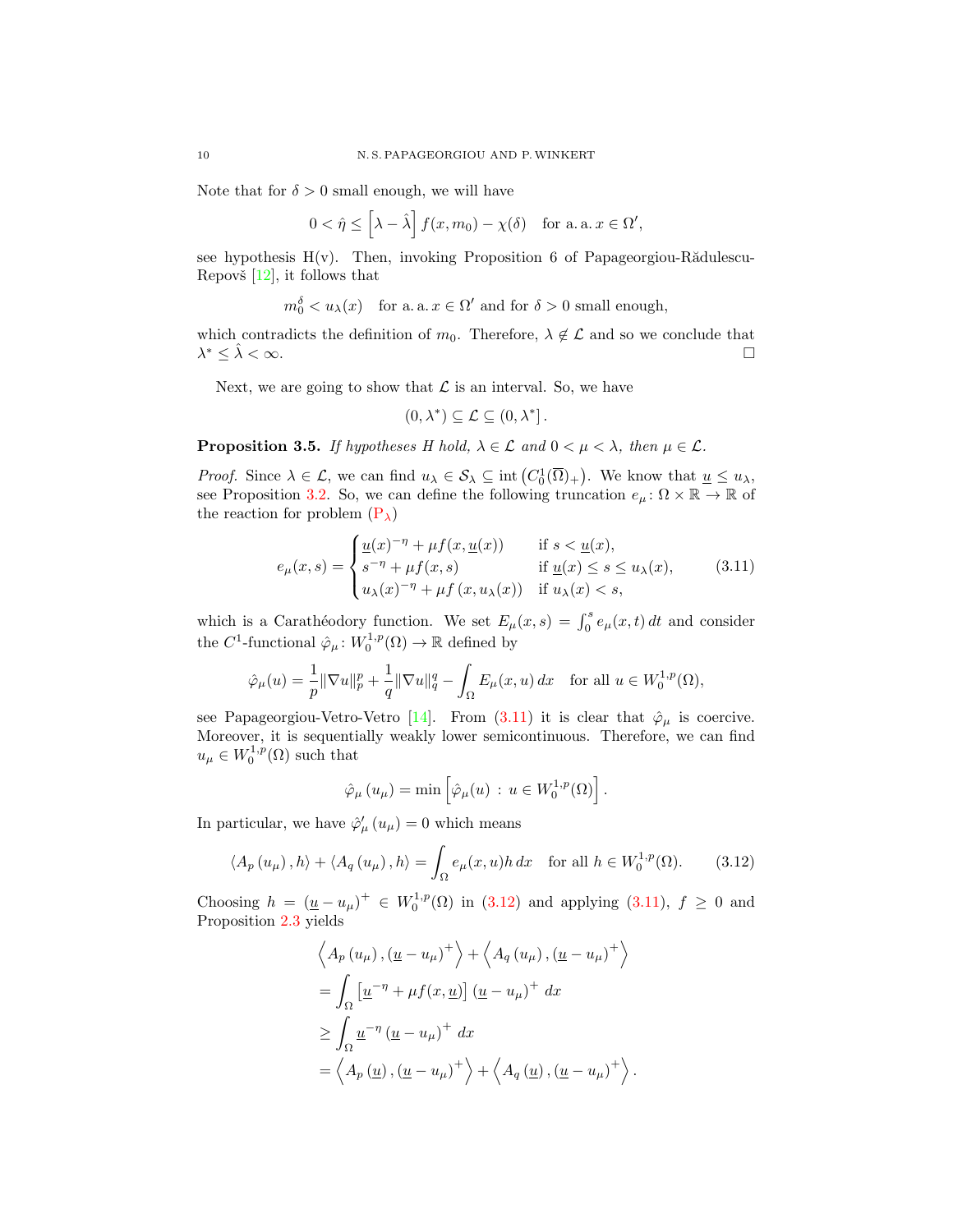Note that for $\delta > 0$ small enough, we will have

$$0 < \hat{\eta} \leq \left[\lambda - \hat{\lambda}\right] f(x, m_0) - \chi(\delta) \quad \text{for a. a. } x \in \Omega',$$

see hypothesis H(v). Then, invoking Proposition 6 of Papageorgiou-Rădulescu-Repovš [12], it follows that

$$m_0^\delta < u_\lambda(x) \quad \text{for a. a. } x \in \Omega' \text{ and for } \delta > 0 \text{ small enough},$$

which contradicts the definition of $m_0$. Therefore, $\lambda \notin \mathcal{L}$ and so we conclude that $\lambda^* \leq \hat{\lambda} < \infty$. □

Next, we are going to show that $\mathcal{L}$ is an interval. So, we have

$$(0, \lambda^*) \subseteq \mathcal{L} \subseteq (0, \lambda^*]\,.$$

**Proposition 3.5.** *If hypotheses H hold, $\lambda \in \mathcal{L}$ and $0 < \mu < \lambda$, then $\mu \in \mathcal{L}$.*

*Proof.* Since $\lambda \in \mathcal{L}$, we can find $u_\lambda \in \mathcal{S}_\lambda \subseteq \operatorname{int}\left(C_0^1(\overline{\Omega})_+\right)$. We know that $\underline{u} \leq u_\lambda$, see Proposition 3.2. So, we can define the following truncation $e_\mu \colon \Omega \times \mathbb{R} \to \mathbb{R}$ of the reaction for problem ($\mathrm{P}_\lambda$)

$$e_\mu(x,s) = \begin{cases} \underline{u}(x)^{-\eta} + \mu f(x, \underline{u}(x)) & \text{if } s < \underline{u}(x), \\ s^{-\eta} + \mu f(x,s) & \text{if } \underline{u}(x) \leq s \leq u_\lambda(x), \\ u_\lambda(x)^{-\eta} + \mu f\left(x, u_\lambda(x)\right) & \text{if } u_\lambda(x) < s, \end{cases} \tag{3.11}$$

which is a Carathéodory function. We set $E_\mu(x,s) = \int_0^s e_\mu(x,t)\,dt$ and consider the $C^1$-functional $\hat{\varphi}_\mu \colon W_0^{1,p}(\Omega) \to \mathbb{R}$ defined by

$$\hat{\varphi}_\mu(u) = \frac{1}{p}\|\nabla u\|_p^p + \frac{1}{q}\|\nabla u\|_q^q - \int_\Omega E_\mu(x,u)\,dx \quad \text{for all } u \in W_0^{1,p}(\Omega),$$

see Papageorgiou-Vetro-Vetro [14]. From (3.11) it is clear that $\hat{\varphi}_\mu$ is coercive. Moreover, it is sequentially weakly lower semicontinuous. Therefore, we can find $u_\mu \in W_0^{1,p}(\Omega)$ such that

$$\hat{\varphi}_\mu\left(u_\mu\right) = \min\left[\hat{\varphi}_\mu(u) \,:\, u \in W_0^{1,p}(\Omega)\right].$$

In particular, we have $\hat{\varphi}_\mu'\left(u_\mu\right) = 0$ which means

$$\left\langle A_p\left(u_\mu\right), h\right\rangle + \left\langle A_q\left(u_\mu\right), h\right\rangle = \int_\Omega e_\mu(x,u) h\,dx \quad \text{for all } h \in W_0^{1,p}(\Omega). \tag{3.12}$$

Choosing $h = \left(\underline{u} - u_\mu\right)^+ \in W_0^{1,p}(\Omega)$ in (3.12) and applying (3.11), $f \geq 0$ and Proposition 2.3 yields

$$\begin{aligned}
&\left\langle A_p\left(u_\mu\right), \left(\underline{u} - u_\mu\right)^+\right\rangle + \left\langle A_q\left(u_\mu\right), \left(\underline{u} - u_\mu\right)^+\right\rangle \\
&= \int_\Omega \left[\underline{u}^{-\eta} + \mu f(x, \underline{u})\right] \left(\underline{u} - u_\mu\right)^+ \,dx \\
&\geq \int_\Omega \underline{u}^{-\eta} \left(\underline{u} - u_\mu\right)^+ \,dx \\
&= \left\langle A_p\left(\underline{u}\right), \left(\underline{u} - u_\mu\right)^+\right\rangle + \left\langle A_q\left(\underline{u}\right), \left(\underline{u} - u_\mu\right)^+\right\rangle.
\end{aligned}$$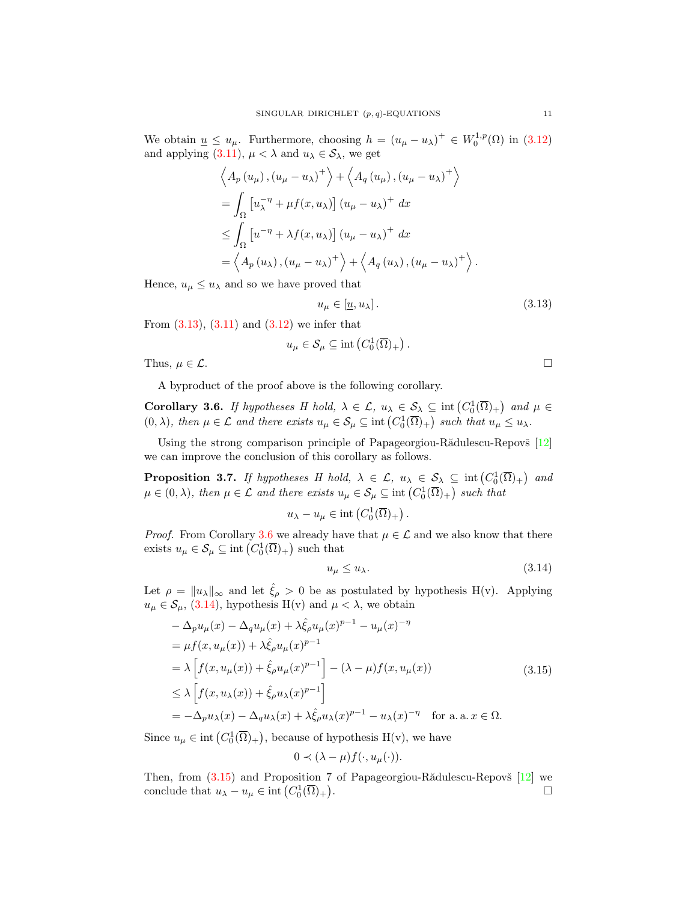We obtain $\underline{u} \leq u_\mu$. Furthermore, choosing $h = (u_\mu - u_\lambda)^+ \in W_0^{1,p}(\Omega)$ in (3.12) and applying (3.11), $\mu < \lambda$ and $u_\lambda \in \mathcal{S}_\lambda$, we get

$$
\begin{aligned}
&\left\langle A_p(u_\mu), (u_\mu - u_\lambda)^+ \right\rangle + \left\langle A_q(u_\mu), (u_\mu - u_\lambda)^+ \right\rangle \\
&= \int_\Omega \left[ u_\lambda^{-\eta} + \mu f(x, u_\lambda) \right] (u_\mu - u_\lambda)^+ \, dx \\
&\leq \int_\Omega \left[ u^{-\eta} + \lambda f(x, u_\lambda) \right] (u_\mu - u_\lambda)^+ \, dx \\
&= \left\langle A_p(u_\lambda), (u_\mu - u_\lambda)^+ \right\rangle + \left\langle A_q(u_\lambda), (u_\mu - u_\lambda)^+ \right\rangle.
\end{aligned}
$$

Hence, $u_\mu \leq u_\lambda$ and so we have proved that

$$
u_\mu \in [\underline{u}, u_\lambda]. \tag{3.13}
$$

From (3.13), (3.11) and (3.12) we infer that

$$
u_\mu \in \mathcal{S}_\mu \subseteq \operatorname{int}\left(C_0^1(\overline{\Omega})_+\right).
$$

Thus, $\mu \in \mathcal{L}$. $\square$

A byproduct of the proof above is the following corollary.

**Corollary 3.6.** *If hypotheses H hold, $\lambda \in \mathcal{L}$, $u_\lambda \in \mathcal{S}_\lambda \subseteq \operatorname{int}\left(C_0^1(\overline{\Omega})_+\right)$ and $\mu \in (0, \lambda)$, then $\mu \in \mathcal{L}$ and there exists $u_\mu \in \mathcal{S}_\mu \subseteq \operatorname{int}\left(C_0^1(\overline{\Omega})_+\right)$ such that $u_\mu \leq u_\lambda$.*

Using the strong comparison principle of Papageorgiou-Rădulescu-Repovš [12] we can improve the conclusion of this corollary as follows.

**Proposition 3.7.** *If hypotheses H hold, $\lambda \in \mathcal{L}$, $u_\lambda \in \mathcal{S}_\lambda \subseteq \operatorname{int}\left(C_0^1(\overline{\Omega})_+\right)$ and $\mu \in (0, \lambda)$, then $\mu \in \mathcal{L}$ and there exists $u_\mu \in \mathcal{S}_\mu \subseteq \operatorname{int}\left(C_0^1(\overline{\Omega})_+\right)$ such that*

$$
u_\lambda - u_\mu \in \operatorname{int}\left(C_0^1(\overline{\Omega})_+\right).
$$

*Proof.* From Corollary 3.6 we already have that $\mu \in \mathcal{L}$ and we also know that there exists $u_\mu \in \mathcal{S}_\mu \subseteq \operatorname{int}\left(C_0^1(\overline{\Omega})_+\right)$ such that

$$
u_\mu \leq u_\lambda. \tag{3.14}
$$

Let $\rho = \|u_\lambda\|_\infty$ and let $\hat{\xi}_\rho > 0$ be as postulated by hypothesis H(v). Applying $u_\mu \in \mathcal{S}_\mu$, (3.14), hypothesis H(v) and $\mu < \lambda$, we obtain

$$
\begin{aligned}
& -\Delta_p u_\mu(x) - \Delta_q u_\mu(x) + \lambda \hat{\xi}_\rho u_\mu(x)^{p-1} - u_\mu(x)^{-\eta} \\
&= \mu f(x, u_\mu(x)) + \lambda \hat{\xi}_\rho u_\mu(x)^{p-1} \\
&= \lambda \left[ f(x, u_\mu(x)) + \hat{\xi}_\rho u_\mu(x)^{p-1} \right] - (\lambda - \mu) f(x, u_\mu(x)) \\
&\leq \lambda \left[ f(x, u_\lambda(x)) + \hat{\xi}_\rho u_\lambda(x)^{p-1} \right] \\
&= -\Delta_p u_\lambda(x) - \Delta_q u_\lambda(x) + \lambda \hat{\xi}_\rho u_\lambda(x)^{p-1} - u_\lambda(x)^{-\eta} \quad \text{for a.a. } x \in \Omega.
\end{aligned} \tag{3.15}
$$

Since $u_\mu \in \operatorname{int}\left(C_0^1(\overline{\Omega})_+\right)$, because of hypothesis H(v), we have

$$
0 \prec (\lambda - \mu) f(\cdot, u_\mu(\cdot)).
$$

Then, from (3.15) and Proposition 7 of Papageorgiou-Rădulescu-Repovš [12] we conclude that $u_\lambda - u_\mu \in \operatorname{int}\left(C_0^1(\overline{\Omega})_+\right)$. $\square$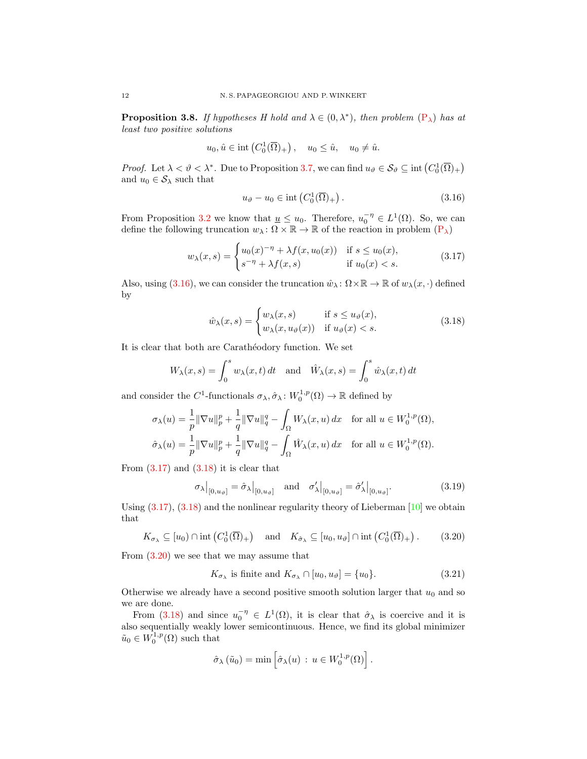**Proposition 3.8.** *If hypotheses H hold and $\lambda \in (0, \lambda^*)$, then problem* ($\text{P}_\lambda$) *has at least two positive solutions*

$$u_0, \hat{u} \in \operatorname{int}\left(C_0^1(\overline{\Omega})_+\right), \quad u_0 \leq \hat{u}, \quad u_0 \neq \hat{u}.$$

*Proof.* Let $\lambda < \vartheta < \lambda^*$. Due to Proposition 3.7, we can find $u_\vartheta \in \mathcal{S}_\vartheta \subseteq \operatorname{int}\left(C_0^1(\overline{\Omega})_+\right)$ and $u_0 \in \mathcal{S}_\lambda$ such that

$$u_\vartheta - u_0 \in \operatorname{int}\left(C_0^1(\overline{\Omega})_+\right). \tag{3.16}$$

From Proposition 3.2 we know that $\underline{u} \leq u_0$. Therefore, $u_0^{-\eta} \in L^1(\Omega)$. So, we can define the following truncation $w_\lambda \colon \Omega \times \mathbb{R} \to \mathbb{R}$ of the reaction in problem ($\text{P}_\lambda$)

$$w_\lambda(x,s) = \begin{cases} u_0(x)^{-\eta} + \lambda f(x, u_0(x)) & \text{if } s \leq u_0(x), \\ s^{-\eta} + \lambda f(x,s) & \text{if } u_0(x) < s. \end{cases} \tag{3.17}$$

Also, using (3.16), we can consider the truncation $\hat{w}_\lambda \colon \Omega \times \mathbb{R} \to \mathbb{R}$ of $w_\lambda(x, \cdot)$ defined by

$$\hat{w}_\lambda(x,s) = \begin{cases} w_\lambda(x,s) & \text{if } s \leq u_\vartheta(x), \\ w_\lambda(x, u_\vartheta(x)) & \text{if } u_\vartheta(x) < s. \end{cases} \tag{3.18}$$

It is clear that both are Carathéodory function. We set

$$W_\lambda(x,s) = \int_0^s w_\lambda(x,t)\,dt \quad \text{and} \quad \hat{W}_\lambda(x,s) = \int_0^s \hat{w}_\lambda(x,t)\,dt$$

and consider the $C^1$-functionals $\sigma_\lambda, \hat{\sigma}_\lambda \colon W_0^{1,p}(\Omega) \to \mathbb{R}$ defined by

$$\begin{aligned} \sigma_\lambda(u) &= \frac{1}{p}\|\nabla u\|_p^p + \frac{1}{q}\|\nabla u\|_q^q - \int_\Omega W_\lambda(x,u)\,dx \quad \text{for all } u \in W_0^{1,p}(\Omega), \\ \hat{\sigma}_\lambda(u) &= \frac{1}{p}\|\nabla u\|_p^p + \frac{1}{q}\|\nabla u\|_q^q - \int_\Omega \hat{W}_\lambda(x,u)\,dx \quad \text{for all } u \in W_0^{1,p}(\Omega). \end{aligned}$$

From (3.17) and (3.18) it is clear that

$$\sigma_\lambda\big|_{[0,u_\vartheta]} = \hat{\sigma}_\lambda\big|_{[0,u_\vartheta]} \quad \text{and} \quad \sigma_\lambda'\big|_{[0,u_\vartheta]} = \hat{\sigma}_\lambda'\big|_{[0,u_\vartheta]}. \tag{3.19}$$

Using (3.17), (3.18) and the nonlinear regularity theory of Lieberman [10] we obtain that

$$K_{\sigma_\lambda} \subseteq [u_0) \cap \operatorname{int}\left(C_0^1(\overline{\Omega})_+\right) \quad \text{and} \quad K_{\hat{\sigma}_\lambda} \subseteq [u_0, u_\vartheta] \cap \operatorname{int}\left(C_0^1(\overline{\Omega})_+\right). \tag{3.20}$$

From (3.20) we see that we may assume that

$$K_{\sigma_\lambda} \text{ is finite and } K_{\sigma_\lambda} \cap [u_0, u_\vartheta] = \{u_0\}. \tag{3.21}$$

Otherwise we already have a second positive smooth solution larger that $u_0$ and so we are done.

From (3.18) and since $u_0^{-\eta} \in L^1(\Omega)$, it is clear that $\hat{\sigma}_\lambda$ is coercive and it is also sequentially weakly lower semicontinuous. Hence, we find its global minimizer $\tilde{u}_0 \in W_0^{1,p}(\Omega)$ such that

$$\hat{\sigma}_\lambda\left(\tilde{u}_0\right) = \min\left[\hat{\sigma}_\lambda(u) \,:\, u \in W_0^{1,p}(\Omega)\right].$$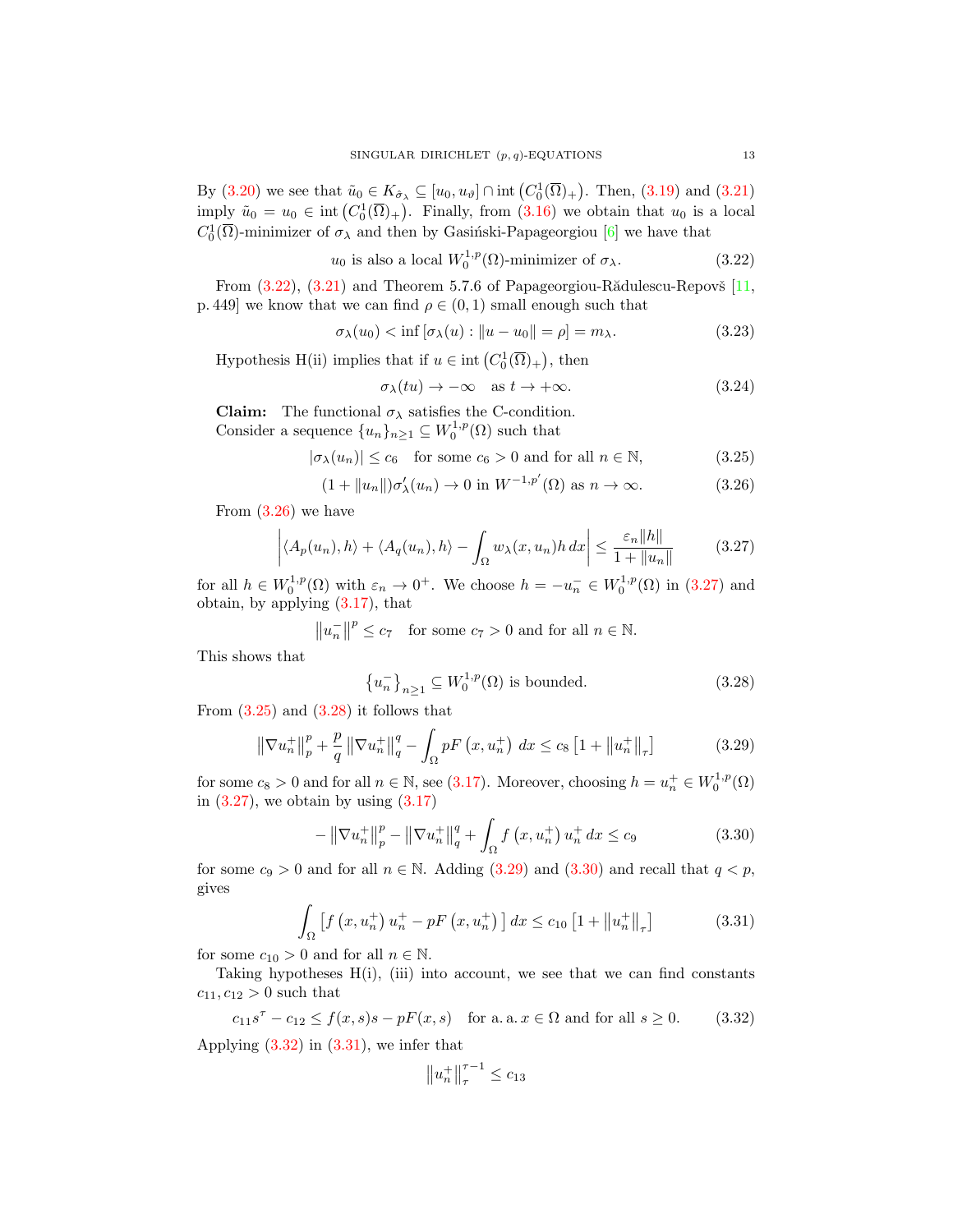By (3.20) we see that $\tilde{u}_0 \in K_{\hat{\sigma}_\lambda} \subseteq [u_0, u_\vartheta] \cap \operatorname{int}\left(C_0^1(\overline{\Omega})_+\right)$. Then, (3.19) and (3.21) imply $\tilde{u}_0 = u_0 \in \operatorname{int}\left(C_0^1(\overline{\Omega})_+\right)$. Finally, from (3.16) we obtain that $u_0$ is a local $C_0^1(\overline{\Omega})$-minimizer of $\sigma_\lambda$ and then by Gasiński-Papageorgiou [6] we have that

$$u_0 \text{ is also a local } W_0^{1,p}(\Omega)\text{-minimizer of } \sigma_\lambda. \tag{3.22}$$

From (3.22), (3.21) and Theorem 5.7.6 of Papageorgiou-Rădulescu-Repovš [11, p. 449] we know that we can find $\rho \in (0,1)$ small enough such that

$$\sigma_\lambda(u_0) < \inf\left[\sigma_\lambda(u) : \|u - u_0\| = \rho\right] = m_\lambda. \tag{3.23}$$

Hypothesis H(ii) implies that if $u \in \operatorname{int}\left(C_0^1(\overline{\Omega})_+\right)$, then

$$\sigma_\lambda(tu) \to -\infty \quad \text{as } t \to +\infty. \tag{3.24}$$

**Claim:** The functional $\sigma_\lambda$ satisfies the C-condition.
Consider a sequence $\{u_n\}_{n\geq 1} \subseteq W_0^{1,p}(\Omega)$ such that

$$|\sigma_\lambda(u_n)| \leq c_6 \quad \text{for some } c_6 > 0 \text{ and for all } n \in \mathbb{N}, \tag{3.25}$$

$$(1 + \|u_n\|)\sigma_\lambda'(u_n) \to 0 \text{ in } W^{-1,p'}(\Omega) \text{ as } n \to \infty. \tag{3.26}$$

From (3.26) we have

$$\left| \langle A_p(u_n), h\rangle + \langle A_q(u_n), h\rangle - \int_\Omega w_\lambda(x, u_n) h \, dx \right| \leq \frac{\varepsilon_n \|h\|}{1 + \|u_n\|} \tag{3.27}$$

for all $h \in W_0^{1,p}(\Omega)$ with $\varepsilon_n \to 0^+$. We choose $h = -u_n^- \in W_0^{1,p}(\Omega)$ in (3.27) and obtain, by applying (3.17), that

$$\left\|u_n^-\right\|^p \leq c_7 \quad \text{for some } c_7 > 0 \text{ and for all } n \in \mathbb{N}.$$

This shows that

$$\left\{u_n^-\right\}_{n\geq 1} \subseteq W_0^{1,p}(\Omega) \text{ is bounded.} \tag{3.28}$$

From (3.25) and (3.28) it follows that

$$\left\|\nabla u_n^+\right\|_p^p + \frac{p}{q}\left\|\nabla u_n^+\right\|_q^q - \int_\Omega pF\left(x, u_n^+\right) dx \leq c_8\left[1 + \left\|u_n^+\right\|_\tau\right] \tag{3.29}$$

for some $c_8 > 0$ and for all $n \in \mathbb{N}$, see (3.17). Moreover, choosing $h = u_n^+ \in W_0^{1,p}(\Omega)$ in (3.27), we obtain by using (3.17)

$$-\left\|\nabla u_n^+\right\|_p^p - \left\|\nabla u_n^+\right\|_q^q + \int_\Omega f\left(x, u_n^+\right) u_n^+ \, dx \leq c_9 \tag{3.30}$$

for some $c_9 > 0$ and for all $n \in \mathbb{N}$. Adding (3.29) and (3.30) and recall that $q < p$, gives

$$\int_\Omega \left[f\left(x, u_n^+\right) u_n^+ - pF\left(x, u_n^+\right)\right] dx \leq c_{10}\left[1 + \left\|u_n^+\right\|_\tau\right] \tag{3.31}$$

for some $c_{10} > 0$ and for all $n \in \mathbb{N}$.

Taking hypotheses H(i), (iii) into account, we see that we can find constants $c_{11}, c_{12} > 0$ such that

$$c_{11}s^\tau - c_{12} \leq f(x,s)s - pF(x,s) \quad \text{for a. a. } x \in \Omega \text{ and for all } s \geq 0. \tag{3.32}$$

Applying (3.32) in (3.31), we infer that

$$\left\|u_n^+\right\|_\tau^{\tau - 1} \leq c_{13}$$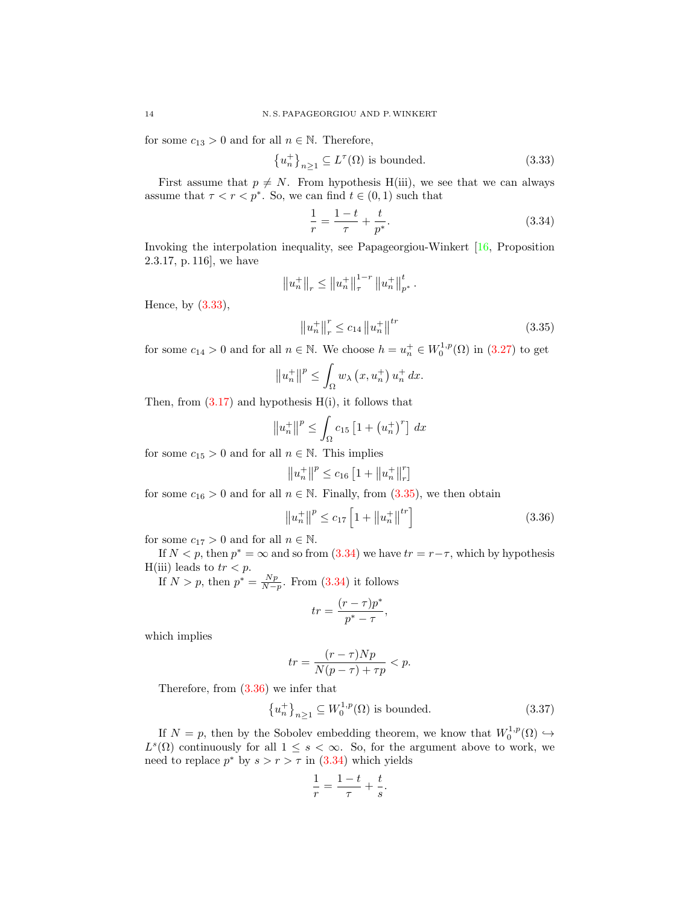for some $c_{13} > 0$ and for all $n \in \mathbb{N}$. Therefore,

$$\left\{u_n^+\right\}_{n\geq 1} \subseteq L^\tau(\Omega) \text{ is bounded.} \tag{3.33}$$

First assume that $p \neq N$. From hypothesis H(iii), we see that we can always assume that $\tau < r < p^*$. So, we can find $t \in (0,1)$ such that

$$\frac{1}{r} = \frac{1-t}{\tau} + \frac{t}{p^*}. \tag{3.34}$$

Invoking the interpolation inequality, see Papageorgiou-Winkert [16, Proposition 2.3.17, p. 116], we have

$$\left\|u_n^+\right\|_r \leq \left\|u_n^+\right\|_\tau^{1-r} \left\|u_n^+\right\|_{p^*}^t.$$

Hence, by (3.33),

$$\left\|u_n^+\right\|_r^r \leq c_{14} \left\|u_n^+\right\|^{tr} \tag{3.35}$$

for some $c_{14} > 0$ and for all $n \in \mathbb{N}$. We choose $h = u_n^+ \in W_0^{1,p}(\Omega)$ in (3.27) to get

$$\left\|u_n^+\right\|^p \leq \int_\Omega w_\lambda\left(x, u_n^+\right) u_n^+ \, dx.$$

Then, from (3.17) and hypothesis H(i), it follows that

$$\left\|u_n^+\right\|^p \leq \int_\Omega c_{15}\left[1 + \left(u_n^+\right)^r\right] \, dx$$

for some $c_{15} > 0$ and for all $n \in \mathbb{N}$. This implies

$$\left\|u_n^+\right\|^p \leq c_{16}\left[1 + \left\|u_n^+\right\|_r^r\right]$$

for some $c_{16} > 0$ and for all $n \in \mathbb{N}$. Finally, from (3.35), we then obtain

$$\left\|u_n^+\right\|^p \leq c_{17}\left[1 + \left\|u_n^+\right\|^{tr}\right] \tag{3.36}$$

for some $c_{17} > 0$ and for all $n \in \mathbb{N}$.

If $N < p$, then $p^* = \infty$ and so from (3.34) we have $tr = r - \tau$, which by hypothesis H(iii) leads to $tr < p$.

If $N > p$, then $p^* = \frac{Np}{N-p}$. From (3.34) it follows

$$tr = \frac{(r-\tau)p^*}{p^* - \tau},$$

which implies

$$tr = \frac{(r-\tau)Np}{N(p-\tau) + \tau p} < p.$$

Therefore, from (3.36) we infer that

$$\left\{u_n^+\right\}_{n\geq 1} \subseteq W_0^{1,p}(\Omega) \text{ is bounded.} \tag{3.37}$$

If $N = p$, then by the Sobolev embedding theorem, we know that $W_0^{1,p}(\Omega) \hookrightarrow L^s(\Omega)$ continuously for all $1 \leq s < \infty$. So, for the argument above to work, we need to replace $p^*$ by $s > r > \tau$ in (3.34) which yields

$$\frac{1}{r} = \frac{1-t}{\tau} + \frac{t}{s}.$$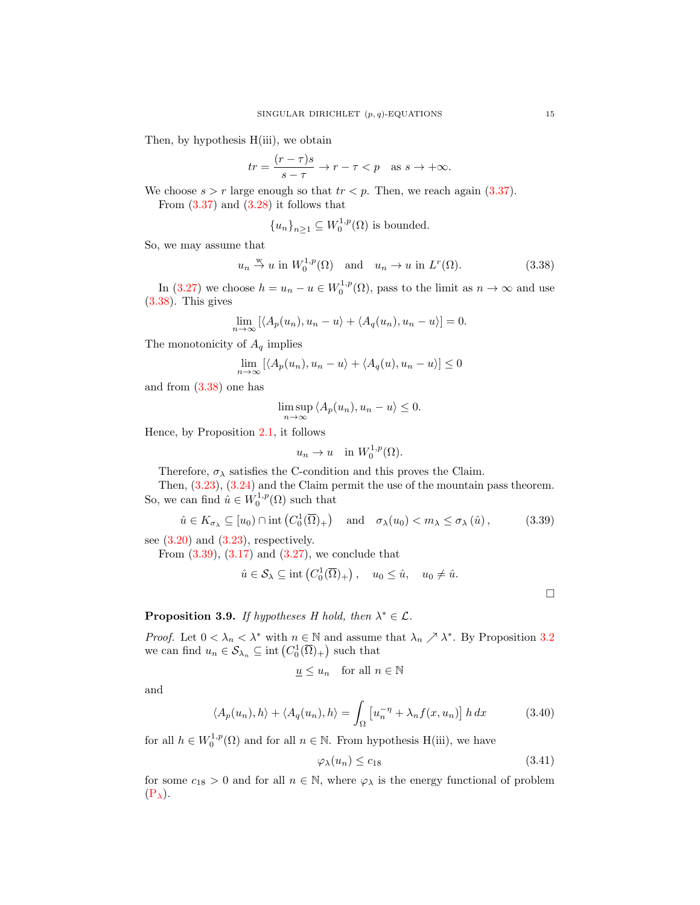Then, by hypothesis H(iii), we obtain

$$tr = \frac{(r-\tau)s}{s-\tau} \to r - \tau < p \quad \text{as } s \to +\infty.$$

We choose $s > r$ large enough so that $tr < p$. Then, we reach again (3.37).

From (3.37) and (3.28) it follows that

$$\{u_n\}_{n\geq 1} \subseteq W_0^{1,p}(\Omega) \text{ is bounded.}$$

So, we may assume that

$$u_n \xrightarrow{\text{w}} u \text{ in } W_0^{1,p}(\Omega) \quad \text{and} \quad u_n \to u \text{ in } L^r(\Omega). \tag{3.38}$$

In (3.27) we choose $h = u_n - u \in W_0^{1,p}(\Omega)$, pass to the limit as $n \to \infty$ and use (3.38). This gives

$$\lim_{n\to\infty} \left[\langle A_p(u_n), u_n - u\rangle + \langle A_q(u_n), u_n - u\rangle\right] = 0.$$

The monotonicity of $A_q$ implies

$$\lim_{n\to\infty} \left[\langle A_p(u_n), u_n - u\rangle + \langle A_q(u), u_n - u\rangle\right] \leq 0$$

and from (3.38) one has

$$\limsup_{n\to\infty} \langle A_p(u_n), u_n - u\rangle \leq 0.$$

Hence, by Proposition 2.1, it follows

$$u_n \to u \quad \text{in } W_0^{1,p}(\Omega).$$

Therefore, $\sigma_\lambda$ satisfies the C-condition and this proves the Claim.

Then, (3.23), (3.24) and the Claim permit the use of the mountain pass theorem. So, we can find $\hat{u} \in W_0^{1,p}(\Omega)$ such that

$$\hat{u} \in K_{\sigma_\lambda} \subseteq [u_0) \cap \operatorname{int}\left(C_0^1(\overline{\Omega})_+\right) \quad \text{and} \quad \sigma_\lambda(u_0) < m_\lambda \leq \sigma_\lambda(\hat{u}), \tag{3.39}$$

see (3.20) and (3.23), respectively.

From (3.39), (3.17) and (3.27), we conclude that

$$\hat{u} \in \mathcal{S}_\lambda \subseteq \operatorname{int}\left(C_0^1(\overline{\Omega})_+\right), \quad u_0 \leq \hat{u}, \quad u_0 \neq \hat{u}.$$

□

**Proposition 3.9.** *If hypotheses H hold, then $\lambda^* \in \mathcal{L}$.*

*Proof.* Let $0 < \lambda_n < \lambda^*$ with $n \in \mathbb{N}$ and assume that $\lambda_n \nearrow \lambda^*$. By Proposition 3.2 we can find $u_n \in \mathcal{S}_{\lambda_n} \subseteq \operatorname{int}\left(C_0^1(\overline{\Omega})_+\right)$ such that

$$\underline{u} \leq u_n \quad \text{for all } n \in \mathbb{N}$$

and

$$\langle A_p(u_n), h\rangle + \langle A_q(u_n), h\rangle = \int_\Omega \left[u_n^{-\eta} + \lambda_n f(x, u_n)\right] h \, dx \tag{3.40}$$

for all $h \in W_0^{1,p}(\Omega)$ and for all $n \in \mathbb{N}$. From hypothesis H(iii), we have

$$\varphi_\lambda(u_n) \leq c_{18} \tag{3.41}$$

for some $c_{18} > 0$ and for all $n \in \mathbb{N}$, where $\varphi_\lambda$ is the energy functional of problem $(\mathrm{P}_\lambda)$.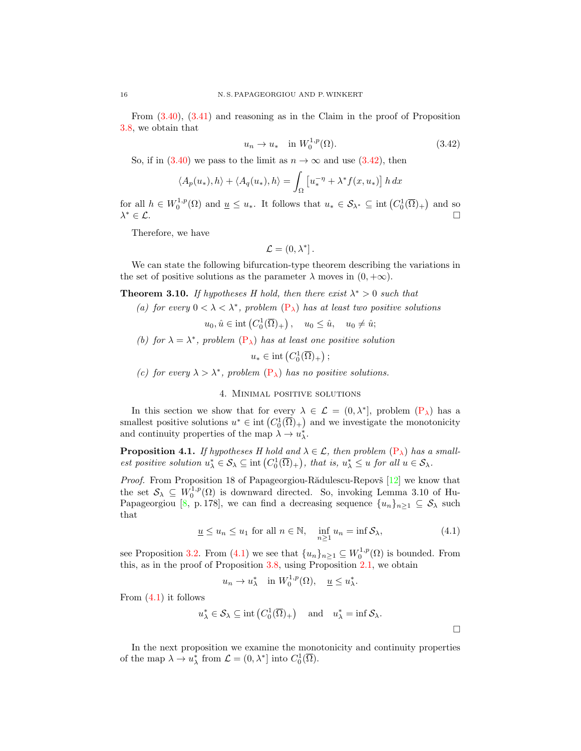From (3.40), (3.41) and reasoning as in the Claim in the proof of Proposition 3.8, we obtain that

$$u_n \to u_* \quad \text{in } W_0^{1,p}(\Omega). \tag{3.42}$$

So, if in (3.40) we pass to the limit as $n \to \infty$ and use (3.42), then

$$\langle A_p(u_*), h\rangle + \langle A_q(u_*), h\rangle = \int_\Omega \left[u_*^{-\eta} + \lambda^* f(x, u_*)\right] h \, dx$$

for all $h \in W_0^{1,p}(\Omega)$ and $\underline{u} \leq u_*$. It follows that $u_* \in \mathcal{S}_{\lambda^*} \subseteq \operatorname{int}\left(C_0^1(\overline{\Omega})_+\right)$ and so $\lambda^* \in \mathcal{L}$. $\square$

Therefore, we have

$$\mathcal{L} = (0, \lambda^*].$$

We can state the following bifurcation-type theorem describing the variations in the set of positive solutions as the parameter $\lambda$ moves in $(0, +\infty)$.

**Theorem 3.10.** *If hypotheses H hold, then there exist $\lambda^* > 0$ such that*

*(a) for every $0 < \lambda < \lambda^*$, problem $(\mathrm{P}_\lambda)$ has at least two positive solutions*

$$u_0, \hat{u} \in \operatorname{int}\left(C_0^1(\overline{\Omega})_+\right), \quad u_0 \leq \hat{u}, \quad u_0 \neq \hat{u};$$

*(b) for $\lambda = \lambda^*$, problem $(\mathrm{P}_\lambda)$ has at least one positive solution*

$$u_* \in \operatorname{int}\left(C_0^1(\overline{\Omega})_+\right);$$

*(c) for every $\lambda > \lambda^*$, problem $(\mathrm{P}_\lambda)$ has no positive solutions.*

## 4. Minimal positive solutions

In this section we show that for every $\lambda \in \mathcal{L} = (0, \lambda^*]$, problem $(\mathrm{P}_\lambda)$ has a smallest positive solutions $u^* \in \operatorname{int}\left(C_0^1(\overline{\Omega})_+\right)$ and we investigate the monotonicity and continuity properties of the map $\lambda \to u_\lambda^*$.

**Proposition 4.1.** *If hypotheses H hold and $\lambda \in \mathcal{L}$, then problem $(\mathrm{P}_\lambda)$ has a smallest positive solution $u_\lambda^* \in \mathcal{S}_\lambda \subseteq \operatorname{int}\left(C_0^1(\overline{\Omega})_+\right)$, that is, $u_\lambda^* \leq u$ for all $u \in \mathcal{S}_\lambda$.*

*Proof.* From Proposition 18 of Papageorgiou-Rădulescu-Repovš [12] we know that the set $\mathcal{S}_\lambda \subseteq W_0^{1,p}(\Omega)$ is downward directed. So, invoking Lemma 3.10 of Hu-Papageorgiou [8, p. 178], we can find a decreasing sequence $\{u_n\}_{n \geq 1} \subseteq \mathcal{S}_\lambda$ such that

$$\underline{u} \leq u_n \leq u_1 \text{ for all } n \in \mathbb{N}, \quad \inf_{n \geq 1} u_n = \inf \mathcal{S}_\lambda, \tag{4.1}$$

see Proposition 3.2. From (4.1) we see that $\{u_n\}_{n \geq 1} \subseteq W_0^{1,p}(\Omega)$ is bounded. From this, as in the proof of Proposition 3.8, using Proposition 2.1, we obtain

$$u_n \to u_\lambda^* \quad \text{in } W_0^{1,p}(\Omega), \quad \underline{u} \leq u_\lambda^*.$$

From (4.1) it follows

$$u_\lambda^* \in \mathcal{S}_\lambda \subseteq \operatorname{int}\left(C_0^1(\overline{\Omega})_+\right) \quad \text{and} \quad u_\lambda^* = \inf \mathcal{S}_\lambda.$$

$\square$

In the next proposition we examine the monotonicity and continuity properties of the map $\lambda \to u_\lambda^*$ from $\mathcal{L} = (0, \lambda^*]$ into $C_0^1(\overline{\Omega})$.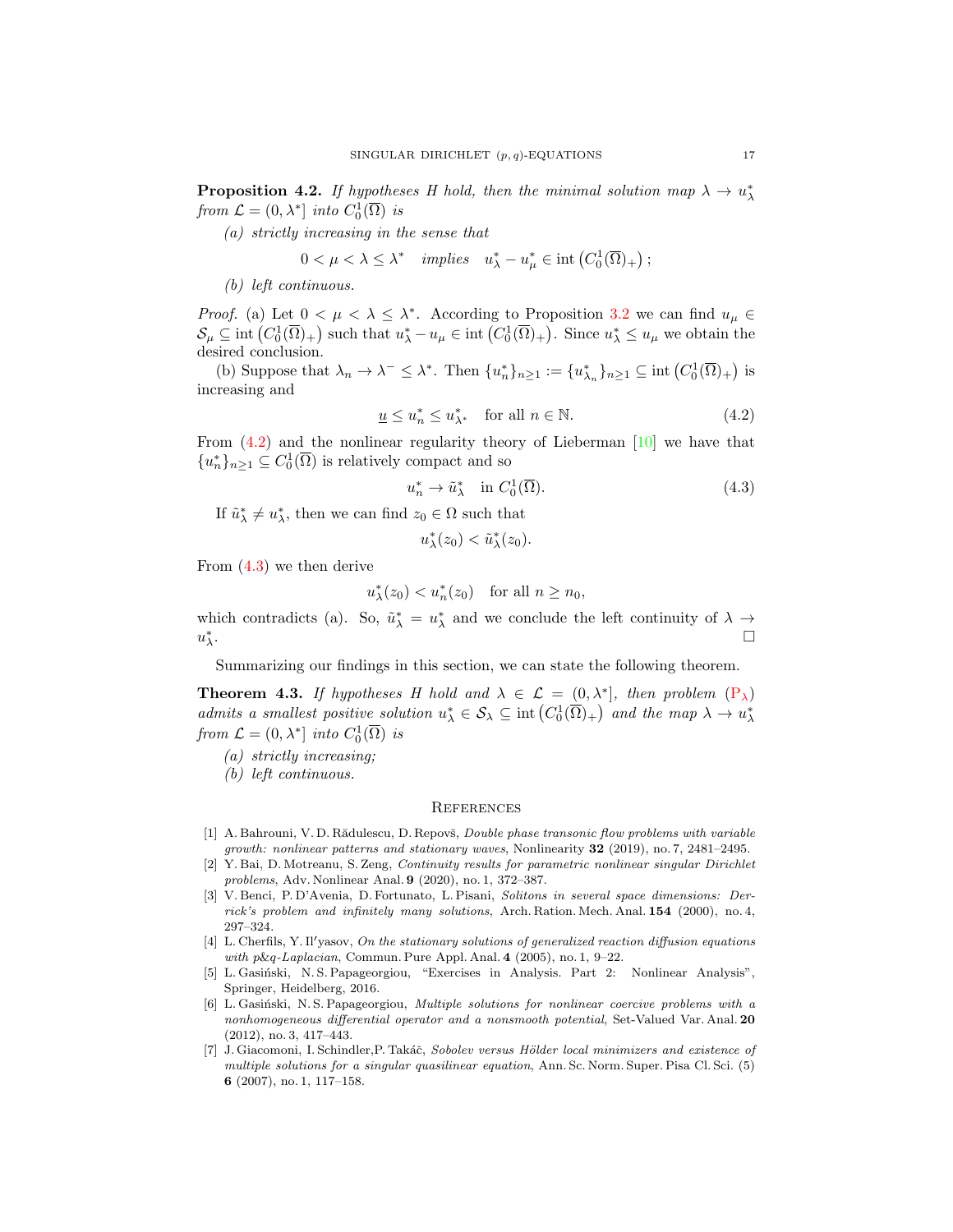**Proposition 4.2.** *If hypotheses H hold, then the minimal solution map $\lambda \to u_\lambda^*$ from $\mathcal{L} = (0, \lambda^*]$ into $C_0^1(\overline{\Omega})$ is*

*(a) strictly increasing in the sense that*

$$0 < \mu < \lambda \leq \lambda^* \quad \textit{implies} \quad u_\lambda^* - u_\mu^* \in \operatorname{int}\left(C_0^1(\overline{\Omega})_+\right);$$

*(b) left continuous.*

*Proof.* (a) Let $0 < \mu < \lambda \leq \lambda^*$. According to Proposition 3.2 we can find $u_\mu \in \mathcal{S}_\mu \subseteq \operatorname{int}\left(C_0^1(\overline{\Omega})_+\right)$ such that $u_\lambda^* - u_\mu \in \operatorname{int}\left(C_0^1(\overline{\Omega})_+\right)$. Since $u_\lambda^* \leq u_\mu$ we obtain the desired conclusion.

(b) Suppose that $\lambda_n \to \lambda^- \leq \lambda^*$. Then $\{u_n^*\}_{n\geq 1} := \{u_{\lambda_n}^*\}_{n\geq 1} \subseteq \operatorname{int}\left(C_0^1(\overline{\Omega})_+\right)$ is increasing and

$$\underline{u} \leq u_n^* \leq u_{\lambda^*}^* \quad \text{for all } n \in \mathbb{N}. \tag{4.2}$$

From (4.2) and the nonlinear regularity theory of Lieberman [10] we have that $\{u_n^*\}_{n\geq 1} \subseteq C_0^1(\overline{\Omega})$ is relatively compact and so

$$u_n^* \to \tilde{u}_\lambda^* \quad \text{in } C_0^1(\overline{\Omega}). \tag{4.3}$$

If $\tilde{u}_\lambda^* \neq u_\lambda^*$, then we can find $z_0 \in \Omega$ such that

$$u_\lambda^*(z_0) < \tilde{u}_\lambda^*(z_0).$$

From (4.3) we then derive

$$u_\lambda^*(z_0) < u_n^*(z_0) \quad \text{for all } n \geq n_0,$$

which contradicts (a). So, $\tilde{u}_\lambda^* = u_\lambda^*$ and we conclude the left continuity of $\lambda \to u_\lambda^*$. $\square$

Summarizing our findings in this section, we can state the following theorem.

**Theorem 4.3.** *If hypotheses H hold and $\lambda \in \mathcal{L} = (0, \lambda^*]$, then problem $(\mathrm{P}_\lambda)$ admits a smallest positive solution $u_\lambda^* \in \mathcal{S}_\lambda \subseteq \operatorname{int}\left(C_0^1(\overline{\Omega})_+\right)$ and the map $\lambda \to u_\lambda^*$ from $\mathcal{L} = (0, \lambda^*]$ into $C_0^1(\overline{\Omega})$ is*

*(a) strictly increasing;*

*(b) left continuous.*

## References

[1] A. Bahrouni, V. D. Rădulescu, D. Repovš, *Double phase transonic flow problems with variable growth: nonlinear patterns and stationary waves*, Nonlinearity **32** (2019), no. 7, 2481–2495.

[2] Y. Bai, D. Motreanu, S. Zeng, *Continuity results for parametric nonlinear singular Dirichlet problems*, Adv. Nonlinear Anal. **9** (2020), no. 1, 372–387.

[3] V. Benci, P. D'Avenia, D. Fortunato, L. Pisani, *Solitons in several space dimensions: Derrick's problem and infinitely many solutions*, Arch. Ration. Mech. Anal. **154** (2000), no. 4, 297–324.

[4] L. Cherfils, Y. Il'yasov, *On the stationary solutions of generalized reaction diffusion equations with p&q-Laplacian*, Commun. Pure Appl. Anal. **4** (2005), no. 1, 9–22.

[5] L. Gasiński, N. S. Papageorgiou, "Exercises in Analysis. Part 2: Nonlinear Analysis", Springer, Heidelberg, 2016.

[6] L. Gasiński, N. S. Papageorgiou, *Multiple solutions for nonlinear coercive problems with a nonhomogeneous differential operator and a nonsmooth potential*, Set-Valued Var. Anal. **20** (2012), no. 3, 417–443.

[7] J. Giacomoni, I. Schindler,P. Takáč, *Sobolev versus Hölder local minimizers and existence of multiple solutions for a singular quasilinear equation*, Ann. Sc. Norm. Super. Pisa Cl. Sci. (5) **6** (2007), no. 1, 117–158.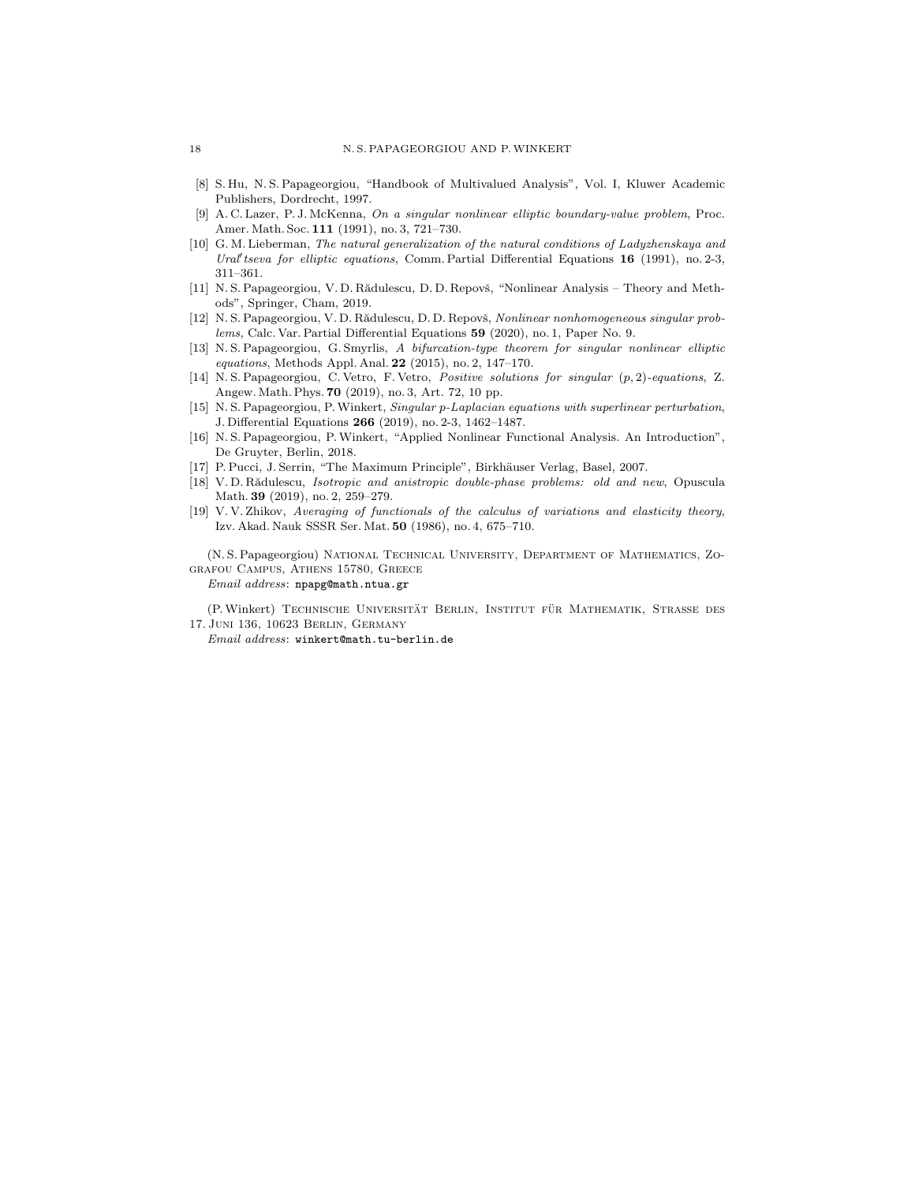[8] S. Hu, N. S. Papageorgiou, "Handbook of Multivalued Analysis", Vol. I, Kluwer Academic Publishers, Dordrecht, 1997.

[9] A. C. Lazer, P. J. McKenna, *On a singular nonlinear elliptic boundary-value problem*, Proc. Amer. Math. Soc. **111** (1991), no. 3, 721–730.

[10] G. M. Lieberman, *The natural generalization of the natural conditions of Ladyzhenskaya and Ural′tseva for elliptic equations*, Comm. Partial Differential Equations **16** (1991), no. 2-3, 311–361.

[11] N. S. Papageorgiou, V. D. Rădulescu, D. D. Repovš, "Nonlinear Analysis – Theory and Methods", Springer, Cham, 2019.

[12] N. S. Papageorgiou, V. D. Rădulescu, D. D. Repovš, *Nonlinear nonhomogeneous singular problems*, Calc. Var. Partial Differential Equations **59** (2020), no. 1, Paper No. 9.

[13] N. S. Papageorgiou, G. Smyrlis, *A bifurcation-type theorem for singular nonlinear elliptic equations*, Methods Appl. Anal. **22** (2015), no. 2, 147–170.

[14] N. S. Papageorgiou, C. Vetro, F. Vetro, *Positive solutions for singular $(p, 2)$-equations*, Z. Angew. Math. Phys. **70** (2019), no. 3, Art. 72, 10 pp.

[15] N. S. Papageorgiou, P. Winkert, *Singular p-Laplacian equations with superlinear perturbation*, J. Differential Equations **266** (2019), no. 2-3, 1462–1487.

[16] N. S. Papageorgiou, P. Winkert, "Applied Nonlinear Functional Analysis. An Introduction", De Gruyter, Berlin, 2018.

[17] P. Pucci, J. Serrin, "The Maximum Principle", Birkhäuser Verlag, Basel, 2007.

[18] V. D. Rădulescu, *Isotropic and anistropic double-phase problems: old and new*, Opuscula Math. **39** (2019), no. 2, 259–279.

[19] V. V. Zhikov, *Averaging of functionals of the calculus of variations and elasticity theory*, Izv. Akad. Nauk SSSR Ser. Mat. **50** (1986), no. 4, 675–710.

(N. S. Papageorgiou) National Technical University, Department of Mathematics, Zografou Campus, Athens 15780, Greece

*Email address*: npapg@math.ntua.gr

(P. Winkert) Technische Universität Berlin, Institut für Mathematik, Strasse des 17. Juni 136, 10623 Berlin, Germany

*Email address*: winkert@math.tu-berlin.de